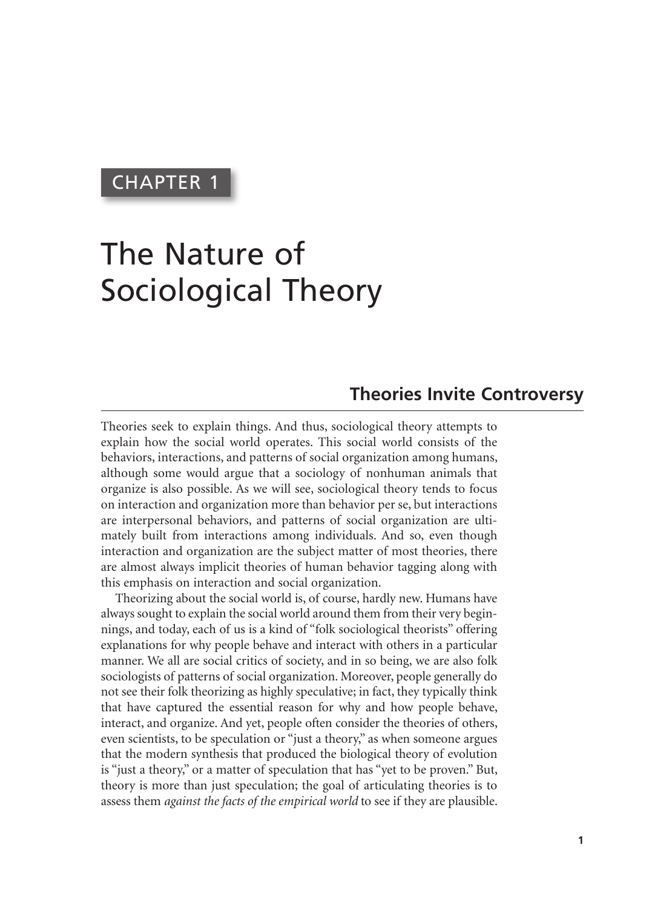CHAPTER 1

# The Nature of Sociological Theory

## Theories Invite Controversy

Theories seek to explain things. And thus, sociological theory attempts to explain how the social world operates. This social world consists of the behaviors, interactions, and patterns of social organization among humans, although some would argue that a sociology of nonhuman animals that organize is also possible. As we will see, sociological theory tends to focus on interaction and organization more than behavior per se, but interactions are interpersonal behaviors, and patterns of social organization are ultimately built from interactions among individuals. And so, even though interaction and organization are the subject matter of most theories, there are almost always implicit theories of human behavior tagging along with this emphasis on interaction and social organization.

Theorizing about the social world is, of course, hardly new. Humans have always sought to explain the social world around them from their very beginnings, and today, each of us is a kind of "folk sociological theorists" offering explanations for why people behave and interact with others in a particular manner. We all are social critics of society, and in so being, we are also folk sociologists of patterns of social organization. Moreover, people generally do not see their folk theorizing as highly speculative; in fact, they typically think that have captured the essential reason for why and how people behave, interact, and organize. And yet, people often consider the theories of others, even scientists, to be speculation or "just a theory," as when someone argues that the modern synthesis that produced the biological theory of evolution is "just a theory," or a matter of speculation that has "yet to be proven." But, theory is more than just speculation; the goal of articulating theories is to assess them *against the facts of the empirical world* to see if they are plausible.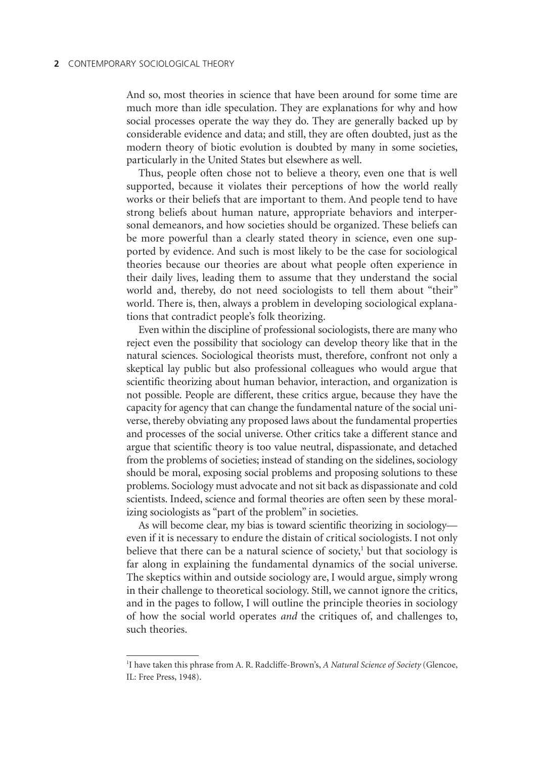And so, most theories in science that have been around for some time are much more than idle speculation. They are explanations for why and how social processes operate the way they do. They are generally backed up by considerable evidence and data; and still, they are often doubted, just as the modern theory of biotic evolution is doubted by many in some societies, particularly in the United States but elsewhere as well.

Thus, people often chose not to believe a theory, even one that is well supported, because it violates their perceptions of how the world really works or their beliefs that are important to them. And people tend to have strong beliefs about human nature, appropriate behaviors and interpersonal demeanors, and how societies should be organized. These beliefs can be more powerful than a clearly stated theory in science, even one supported by evidence. And such is most likely to be the case for sociological theories because our theories are about what people often experience in their daily lives, leading them to assume that they understand the social world and, thereby, do not need sociologists to tell them about "their" world. There is, then, always a problem in developing sociological explanations that contradict people's folk theorizing.

Even within the discipline of professional sociologists, there are many who reject even the possibility that sociology can develop theory like that in the natural sciences. Sociological theorists must, therefore, confront not only a skeptical lay public but also professional colleagues who would argue that scientific theorizing about human behavior, interaction, and organization is not possible. People are different, these critics argue, because they have the capacity for agency that can change the fundamental nature of the social universe, thereby obviating any proposed laws about the fundamental properties and processes of the social universe. Other critics take a different stance and argue that scientific theory is too value neutral, dispassionate, and detached from the problems of societies; instead of standing on the sidelines, sociology should be moral, exposing social problems and proposing solutions to these problems. Sociology must advocate and not sit back as dispassionate and cold scientists. Indeed, science and formal theories are often seen by these moralizing sociologists as "part of the problem" in societies.

As will become clear, my bias is toward scientific theorizing in sociology—even if it is necessary to endure the distain of critical sociologists. I not only believe that there can be a natural science of society,[1] but that sociology is far along in explaining the fundamental dynamics of the social universe. The skeptics within and outside sociology are, I would argue, simply wrong in their challenge to theoretical sociology. Still, we cannot ignore the critics, and in the pages to follow, I will outline the principle theories in sociology of how the social world operates *and* the critiques of, and challenges to, such theories.

---

[1] I have taken this phrase from A. R. Radcliffe-Brown's, *A Natural Science of Society* (Glencoe, IL: Free Press, 1948).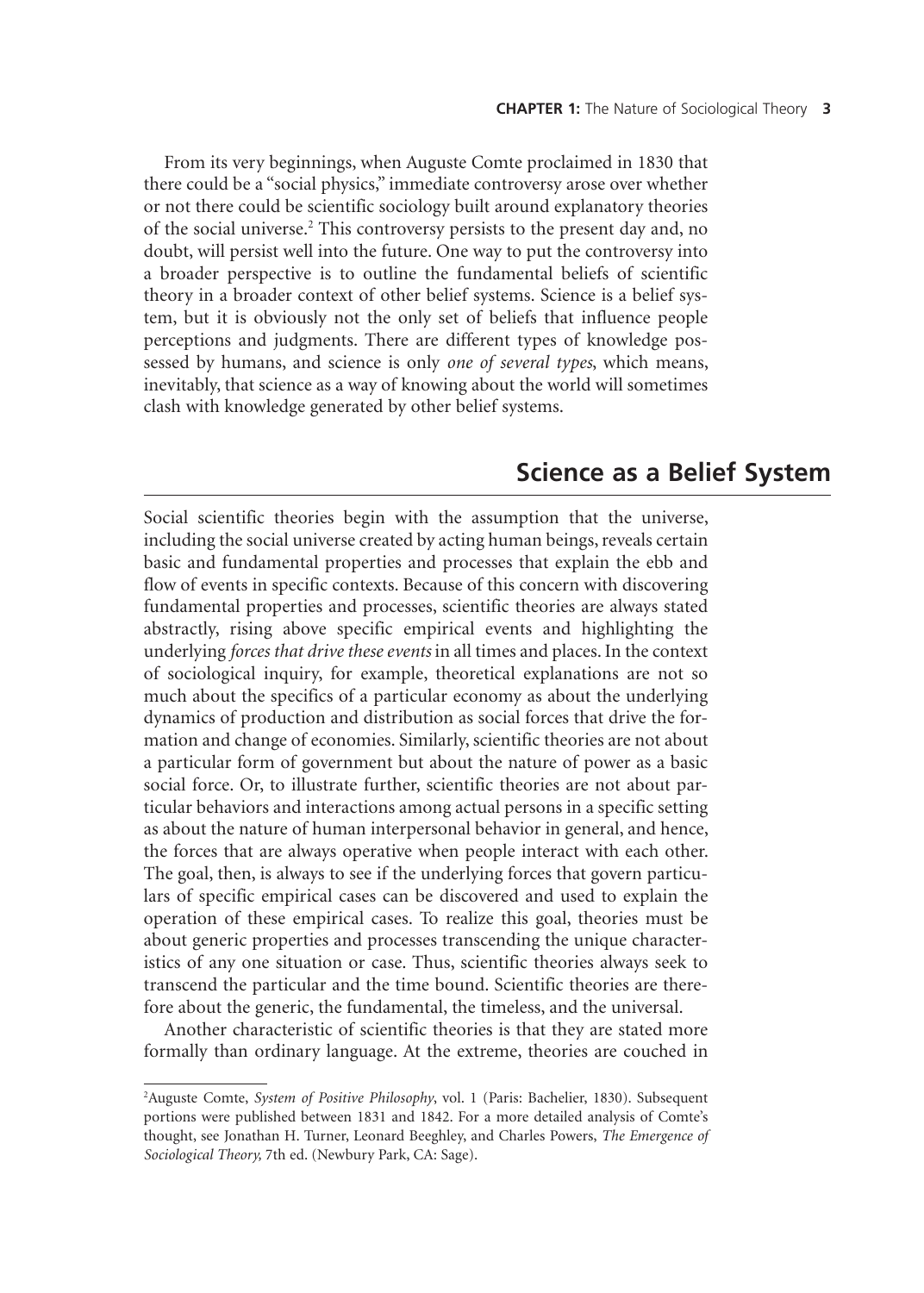From its very beginnings, when Auguste Comte proclaimed in 1830 that there could be a "social physics," immediate controversy arose over whether or not there could be scientific sociology built around explanatory theories of the social universe.[2] This controversy persists to the present day and, no doubt, will persist well into the future. One way to put the controversy into a broader perspective is to outline the fundamental beliefs of scientific theory in a broader context of other belief systems. Science is a belief system, but it is obviously not the only set of beliefs that influence people perceptions and judgments. There are different types of knowledge possessed by humans, and science is only *one of several types*, which means, inevitably, that science as a way of knowing about the world will sometimes clash with knowledge generated by other belief systems.

## Science as a Belief System

Social scientific theories begin with the assumption that the universe, including the social universe created by acting human beings, reveals certain basic and fundamental properties and processes that explain the ebb and flow of events in specific contexts. Because of this concern with discovering fundamental properties and processes, scientific theories are always stated abstractly, rising above specific empirical events and highlighting the underlying *forces that drive these events* in all times and places. In the context of sociological inquiry, for example, theoretical explanations are not so much about the specifics of a particular economy as about the underlying dynamics of production and distribution as social forces that drive the formation and change of economies. Similarly, scientific theories are not about a particular form of government but about the nature of power as a basic social force. Or, to illustrate further, scientific theories are not about particular behaviors and interactions among actual persons in a specific setting as about the nature of human interpersonal behavior in general, and hence, the forces that are always operative when people interact with each other. The goal, then, is always to see if the underlying forces that govern particulars of specific empirical cases can be discovered and used to explain the operation of these empirical cases. To realize this goal, theories must be about generic properties and processes transcending the unique characteristics of any one situation or case. Thus, scientific theories always seek to transcend the particular and the time bound. Scientific theories are therefore about the generic, the fundamental, the timeless, and the universal.

Another characteristic of scientific theories is that they are stated more formally than ordinary language. At the extreme, theories are couched in

---

[2] Auguste Comte, *System of Positive Philosophy*, vol. 1 (Paris: Bachelier, 1830). Subsequent portions were published between 1831 and 1842. For a more detailed analysis of Comte's thought, see Jonathan H. Turner, Leonard Beeghley, and Charles Powers, *The Emergence of Sociological Theory*, 7th ed. (Newbury Park, CA: Sage).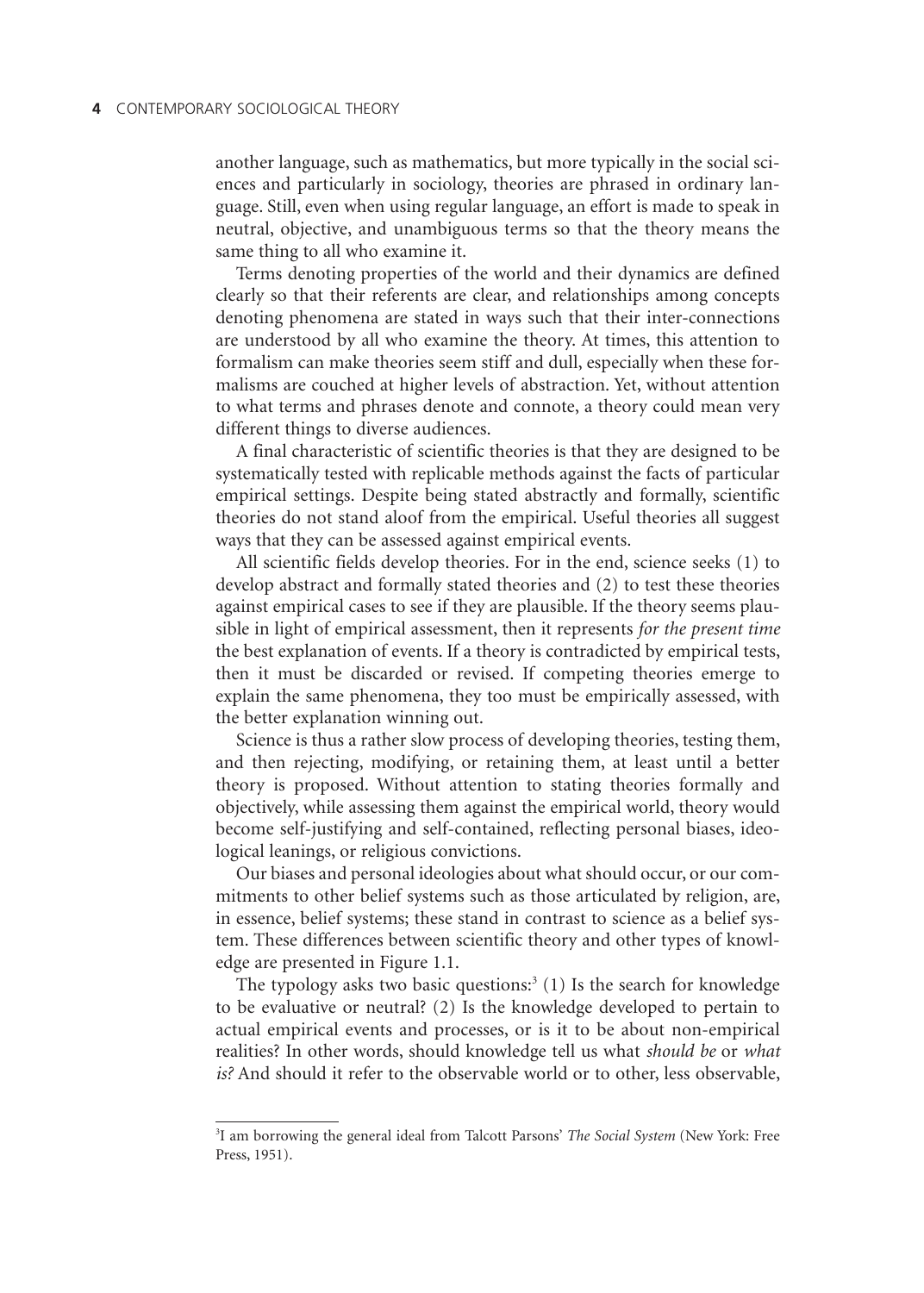another language, such as mathematics, but more typically in the social sciences and particularly in sociology, theories are phrased in ordinary language. Still, even when using regular language, an effort is made to speak in neutral, objective, and unambiguous terms so that the theory means the same thing to all who examine it.

Terms denoting properties of the world and their dynamics are defined clearly so that their referents are clear, and relationships among concepts denoting phenomena are stated in ways such that their inter-connections are understood by all who examine the theory. At times, this attention to formalism can make theories seem stiff and dull, especially when these formalisms are couched at higher levels of abstraction. Yet, without attention to what terms and phrases denote and connote, a theory could mean very different things to diverse audiences.

A final characteristic of scientific theories is that they are designed to be systematically tested with replicable methods against the facts of particular empirical settings. Despite being stated abstractly and formally, scientific theories do not stand aloof from the empirical. Useful theories all suggest ways that they can be assessed against empirical events.

All scientific fields develop theories. For in the end, science seeks (1) to develop abstract and formally stated theories and (2) to test these theories against empirical cases to see if they are plausible. If the theory seems plausible in light of empirical assessment, then it represents *for the present time* the best explanation of events. If a theory is contradicted by empirical tests, then it must be discarded or revised. If competing theories emerge to explain the same phenomena, they too must be empirically assessed, with the better explanation winning out.

Science is thus a rather slow process of developing theories, testing them, and then rejecting, modifying, or retaining them, at least until a better theory is proposed. Without attention to stating theories formally and objectively, while assessing them against the empirical world, theory would become self-justifying and self-contained, reflecting personal biases, ideological leanings, or religious convictions.

Our biases and personal ideologies about what should occur, or our commitments to other belief systems such as those articulated by religion, are, in essence, belief systems; these stand in contrast to science as a belief system. These differences between scientific theory and other types of knowledge are presented in Figure 1.1.

The typology asks two basic questions:[3] (1) Is the search for knowledge to be evaluative or neutral? (2) Is the knowledge developed to pertain to actual empirical events and processes, or is it to be about non-empirical realities? In other words, should knowledge tell us what *should be* or *what is?* And should it refer to the observable world or to other, less observable,

---

[3]I am borrowing the general ideal from Talcott Parsons' *The Social System* (New York: Free Press, 1951).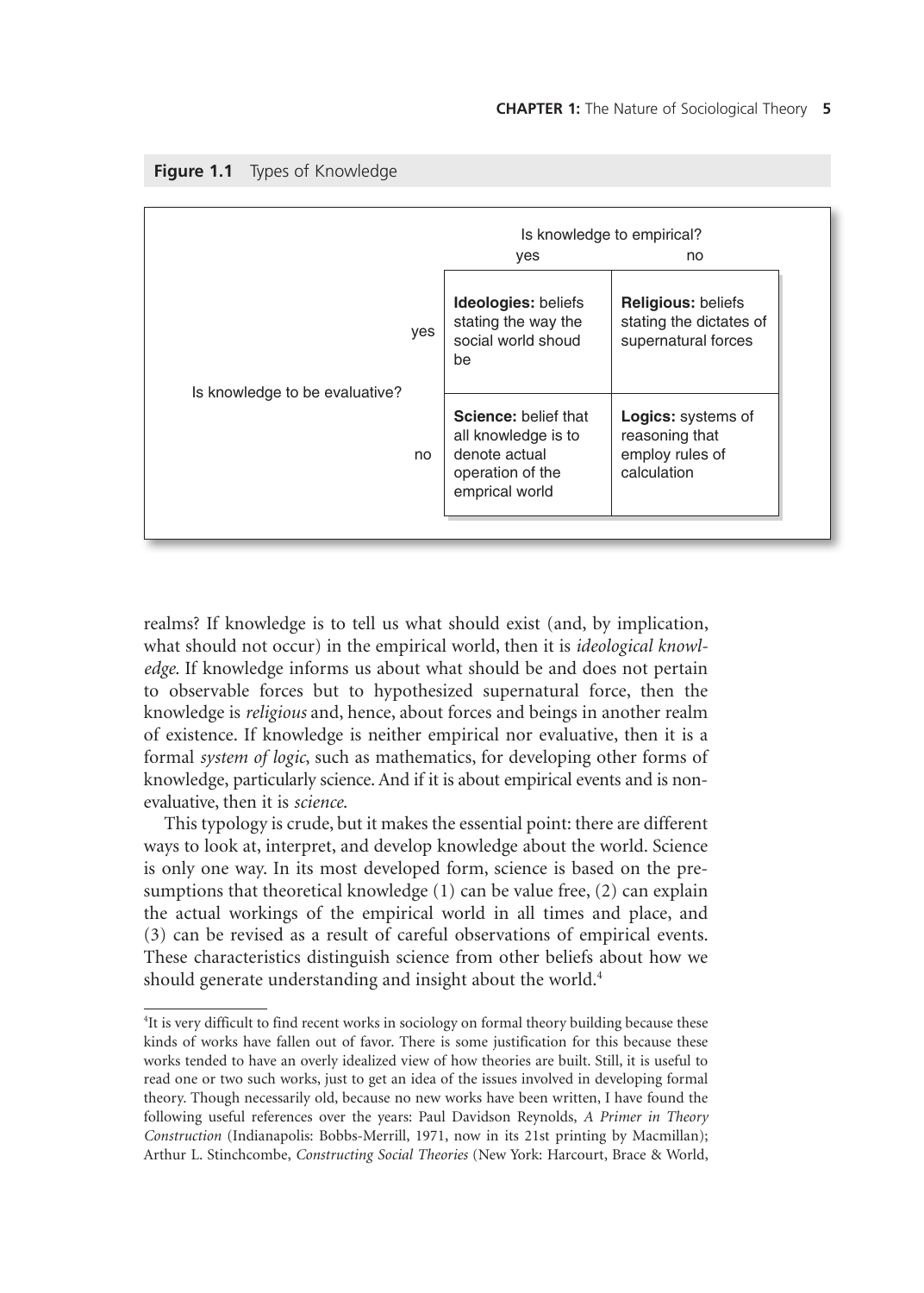**Figure 1.1** Types of Knowledge

| | | Is knowledge to empirical? | |
|---|---|---|---|
| | | yes | no |
| Is knowledge to be evaluative? | yes | **Ideologies:** beliefs stating the way the social world shoud be | **Religious:** beliefs stating the dictates of supernatural forces |
| | no | **Science:** belief that all knowledge is to denote actual operation of the emprical world | **Logics:** systems of reasoning that employ rules of calculation |

realms? If knowledge is to tell us what should exist (and, by implication, what should not occur) in the empirical world, then it is *ideological knowledge*. If knowledge informs us about what should be and does not pertain to observable forces but to hypothesized supernatural force, then the knowledge is *religious* and, hence, about forces and beings in another realm of existence. If knowledge is neither empirical nor evaluative, then it is a formal *system of logic*, such as mathematics, for developing other forms of knowledge, particularly science. And if it is about empirical events and is non-evaluative, then it is *science*.

This typology is crude, but it makes the essential point: there are different ways to look at, interpret, and develop knowledge about the world. Science is only one way. In its most developed form, science is based on the presumptions that theoretical knowledge (1) can be value free, (2) can explain the actual workings of the empirical world in all times and place, and (3) can be revised as a result of careful observations of empirical events. These characteristics distinguish science from other beliefs about how we should generate understanding and insight about the world.[4]

---

[4]It is very difficult to find recent works in sociology on formal theory building because these kinds of works have fallen out of favor. There is some justification for this because these works tended to have an overly idealized view of how theories are built. Still, it is useful to read one or two such works, just to get an idea of the issues involved in developing formal theory. Though necessarily old, because no new works have been written, I have found the following useful references over the years: Paul Davidson Reynolds, *A Primer in Theory Construction* (Indianapolis: Bobbs-Merrill, 1971, now in its 21st printing by Macmillan); Arthur L. Stinchcombe, *Constructing Social Theories* (New York: Harcourt, Brace & World,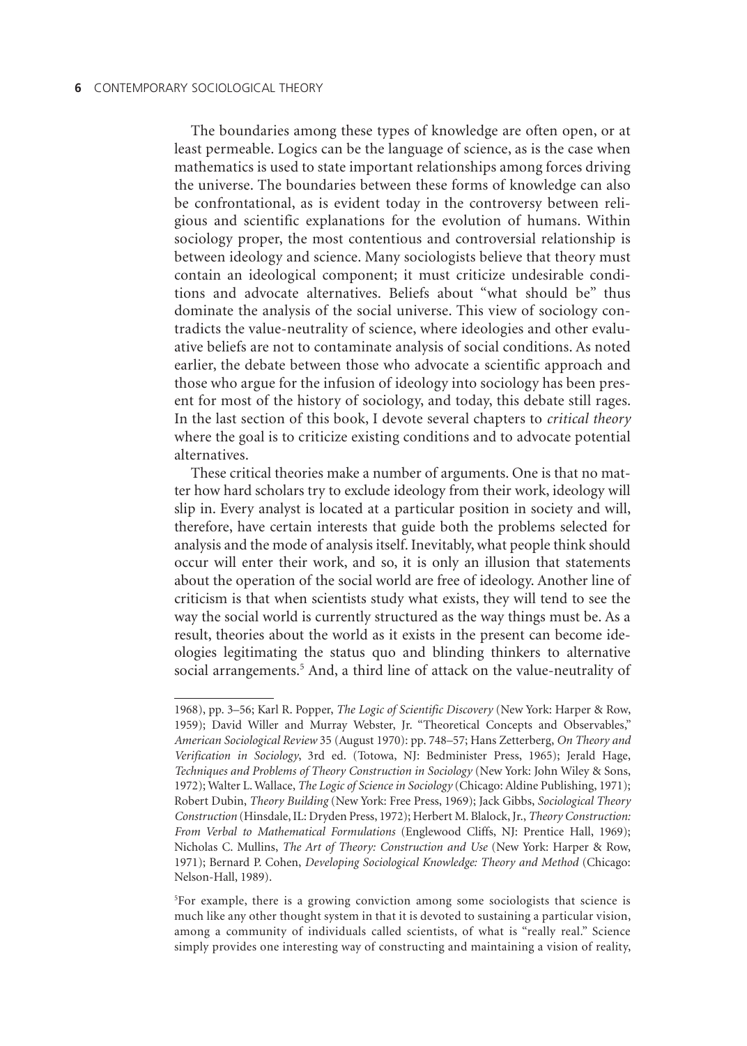The boundaries among these types of knowledge are often open, or at least permeable. Logics can be the language of science, as is the case when mathematics is used to state important relationships among forces driving the universe. The boundaries between these forms of knowledge can also be confrontational, as is evident today in the controversy between religious and scientific explanations for the evolution of humans. Within sociology proper, the most contentious and controversial relationship is between ideology and science. Many sociologists believe that theory must contain an ideological component; it must criticize undesirable conditions and advocate alternatives. Beliefs about "what should be" thus dominate the analysis of the social universe. This view of sociology contradicts the value-neutrality of science, where ideologies and other evaluative beliefs are not to contaminate analysis of social conditions. As noted earlier, the debate between those who advocate a scientific approach and those who argue for the infusion of ideology into sociology has been present for most of the history of sociology, and today, this debate still rages. In the last section of this book, I devote several chapters to *critical theory* where the goal is to criticize existing conditions and to advocate potential alternatives.

These critical theories make a number of arguments. One is that no matter how hard scholars try to exclude ideology from their work, ideology will slip in. Every analyst is located at a particular position in society and will, therefore, have certain interests that guide both the problems selected for analysis and the mode of analysis itself. Inevitably, what people think should occur will enter their work, and so, it is only an illusion that statements about the operation of the social world are free of ideology. Another line of criticism is that when scientists study what exists, they will tend to see the way the social world is currently structured as the way things must be. As a result, theories about the world as it exists in the present can become ideologies legitimating the status quo and blinding thinkers to alternative social arrangements.[5] And, a third line of attack on the value-neutrality of

---

1968), pp. 3–56; Karl R. Popper, *The Logic of Scientific Discovery* (New York: Harper & Row, 1959); David Willer and Murray Webster, Jr. "Theoretical Concepts and Observables," *American Sociological Review* 35 (August 1970): pp. 748–57; Hans Zetterberg, *On Theory and Verification in Sociology*, 3rd ed. (Totowa, NJ: Bedminister Press, 1965); Jerald Hage, *Techniques and Problems of Theory Construction in Sociology* (New York: John Wiley & Sons, 1972); Walter L. Wallace, *The Logic of Science in Sociology* (Chicago: Aldine Publishing, 1971); Robert Dubin, *Theory Building* (New York: Free Press, 1969); Jack Gibbs, *Sociological Theory Construction* (Hinsdale, IL: Dryden Press, 1972); Herbert M. Blalock, Jr., *Theory Construction: From Verbal to Mathematical Formulations* (Englewood Cliffs, NJ: Prentice Hall, 1969); Nicholas C. Mullins, *The Art of Theory: Construction and Use* (New York: Harper & Row, 1971); Bernard P. Cohen, *Developing Sociological Knowledge: Theory and Method* (Chicago: Nelson-Hall, 1989).

[5]For example, there is a growing conviction among some sociologists that science is much like any other thought system in that it is devoted to sustaining a particular vision, among a community of individuals called scientists, of what is "really real." Science simply provides one interesting way of constructing and maintaining a vision of reality,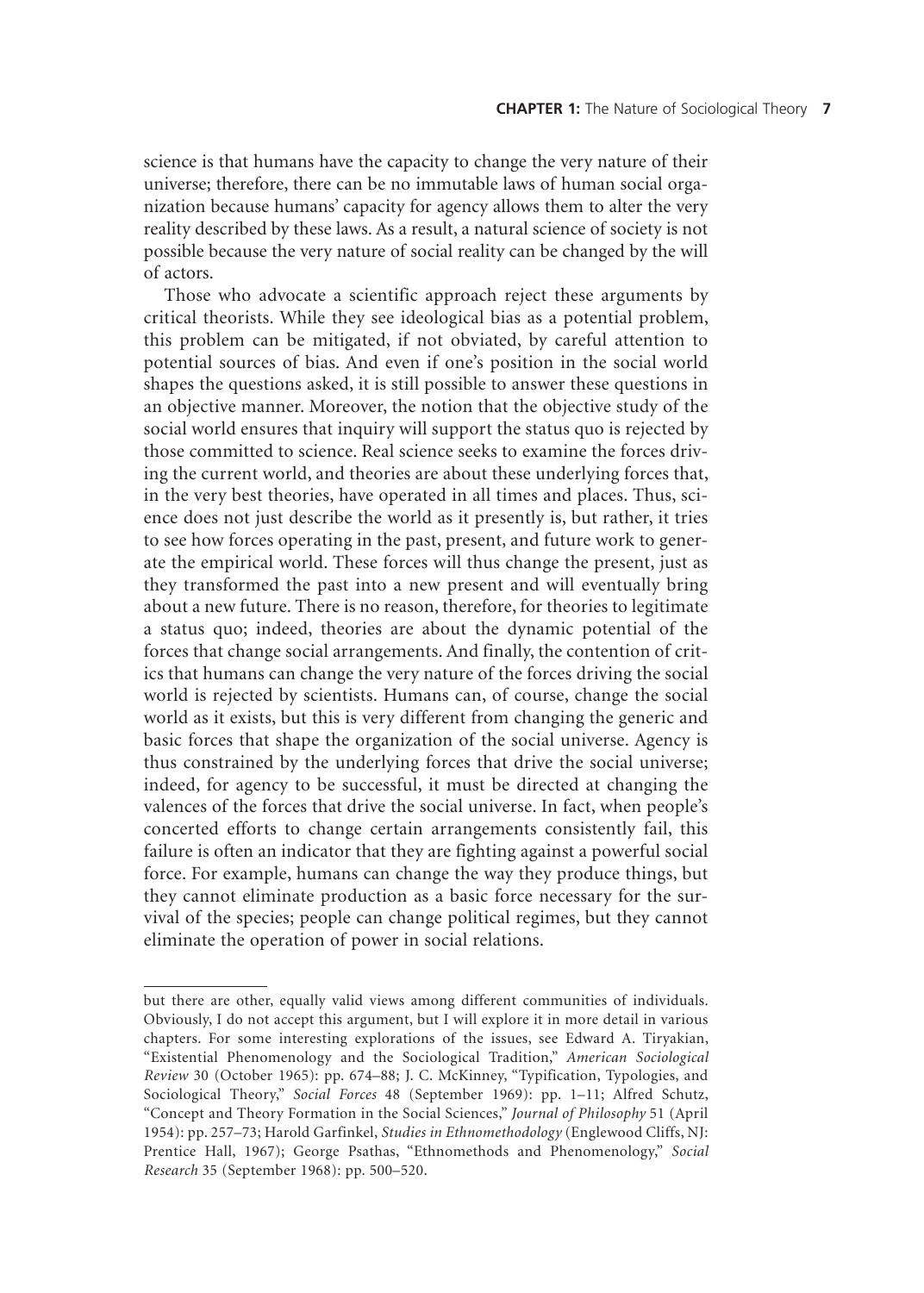science is that humans have the capacity to change the very nature of their universe; therefore, there can be no immutable laws of human social organization because humans' capacity for agency allows them to alter the very reality described by these laws. As a result, a natural science of society is not possible because the very nature of social reality can be changed by the will of actors.

Those who advocate a scientific approach reject these arguments by critical theorists. While they see ideological bias as a potential problem, this problem can be mitigated, if not obviated, by careful attention to potential sources of bias. And even if one's position in the social world shapes the questions asked, it is still possible to answer these questions in an objective manner. Moreover, the notion that the objective study of the social world ensures that inquiry will support the status quo is rejected by those committed to science. Real science seeks to examine the forces driving the current world, and theories are about these underlying forces that, in the very best theories, have operated in all times and places. Thus, science does not just describe the world as it presently is, but rather, it tries to see how forces operating in the past, present, and future work to generate the empirical world. These forces will thus change the present, just as they transformed the past into a new present and will eventually bring about a new future. There is no reason, therefore, for theories to legitimate a status quo; indeed, theories are about the dynamic potential of the forces that change social arrangements. And finally, the contention of critics that humans can change the very nature of the forces driving the social world is rejected by scientists. Humans can, of course, change the social world as it exists, but this is very different from changing the generic and basic forces that shape the organization of the social universe. Agency is thus constrained by the underlying forces that drive the social universe; indeed, for agency to be successful, it must be directed at changing the valences of the forces that drive the social universe. In fact, when people's concerted efforts to change certain arrangements consistently fail, this failure is often an indicator that they are fighting against a powerful social force. For example, humans can change the way they produce things, but they cannot eliminate production as a basic force necessary for the survival of the species; people can change political regimes, but they cannot eliminate the operation of power in social relations.

---

but there are other, equally valid views among different communities of individuals. Obviously, I do not accept this argument, but I will explore it in more detail in various chapters. For some interesting explorations of the issues, see Edward A. Tiryakian, "Existential Phenomenology and the Sociological Tradition," *American Sociological Review* 30 (October 1965): pp. 674–88; J. C. McKinney, "Typification, Typologies, and Sociological Theory," *Social Forces* 48 (September 1969): pp. 1–11; Alfred Schutz, "Concept and Theory Formation in the Social Sciences," *Journal of Philosophy* 51 (April 1954): pp. 257–73; Harold Garfinkel, *Studies in Ethnomethodology* (Englewood Cliffs, NJ: Prentice Hall, 1967); George Psathas, "Ethnomethods and Phenomenology," *Social Research* 35 (September 1968): pp. 500–520.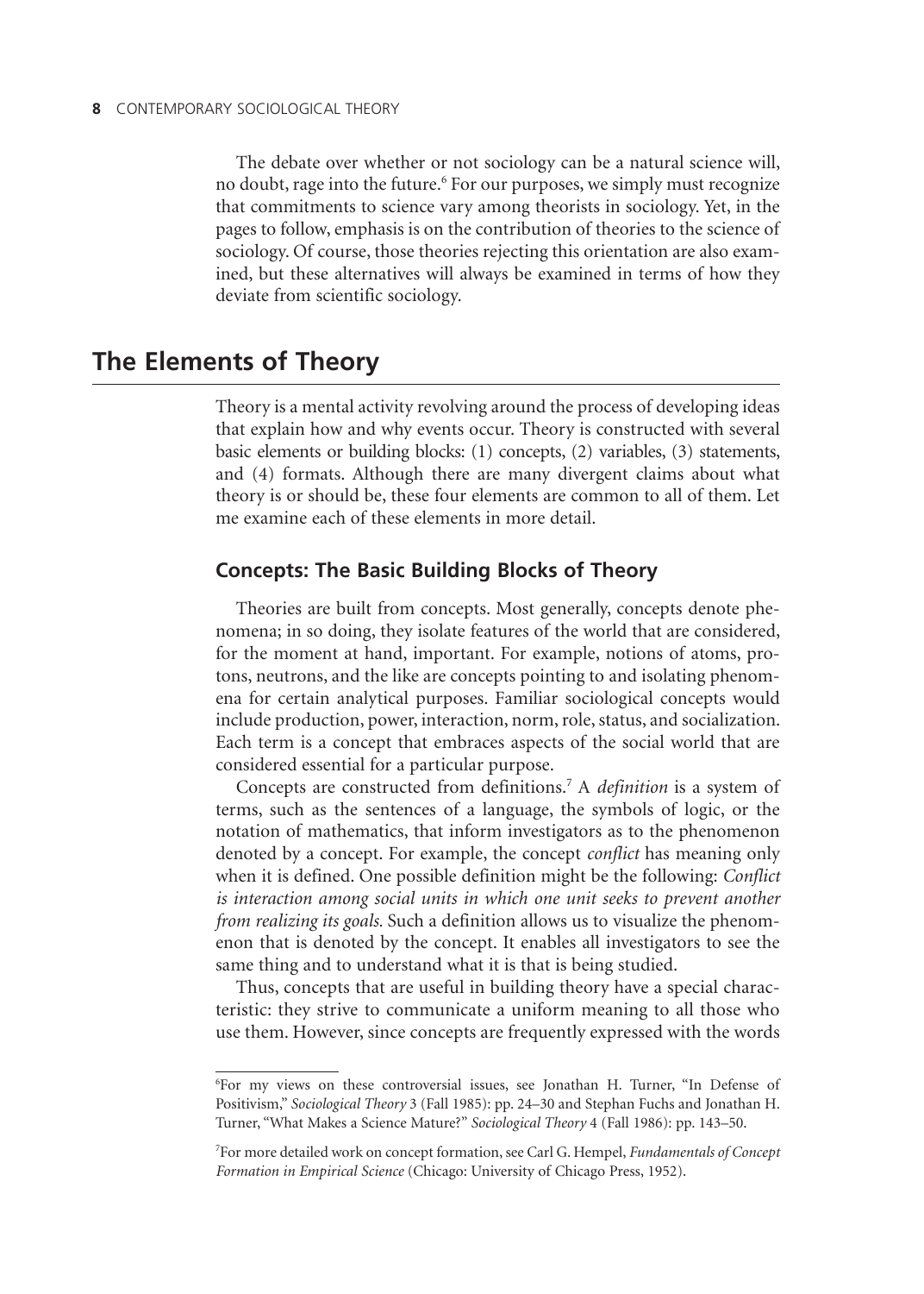The debate over whether or not sociology can be a natural science will, no doubt, rage into the future.[6] For our purposes, we simply must recognize that commitments to science vary among theorists in sociology. Yet, in the pages to follow, emphasis is on the contribution of theories to the science of sociology. Of course, those theories rejecting this orientation are also examined, but these alternatives will always be examined in terms of how they deviate from scientific sociology.

## The Elements of Theory

Theory is a mental activity revolving around the process of developing ideas that explain how and why events occur. Theory is constructed with several basic elements or building blocks: (1) concepts, (2) variables, (3) statements, and (4) formats. Although there are many divergent claims about what theory is or should be, these four elements are common to all of them. Let me examine each of these elements in more detail.

### Concepts: The Basic Building Blocks of Theory

Theories are built from concepts. Most generally, concepts denote phenomena; in so doing, they isolate features of the world that are considered, for the moment at hand, important. For example, notions of atoms, protons, neutrons, and the like are concepts pointing to and isolating phenomena for certain analytical purposes. Familiar sociological concepts would include production, power, interaction, norm, role, status, and socialization. Each term is a concept that embraces aspects of the social world that are considered essential for a particular purpose.

Concepts are constructed from definitions.[7] A *definition* is a system of terms, such as the sentences of a language, the symbols of logic, or the notation of mathematics, that inform investigators as to the phenomenon denoted by a concept. For example, the concept *conflict* has meaning only when it is defined. One possible definition might be the following: *Conflict is interaction among social units in which one unit seeks to prevent another from realizing its goals.* Such a definition allows us to visualize the phenomenon that is denoted by the concept. It enables all investigators to see the same thing and to understand what it is that is being studied.

Thus, concepts that are useful in building theory have a special characteristic: they strive to communicate a uniform meaning to all those who use them. However, since concepts are frequently expressed with the words

---

[6]For my views on these controversial issues, see Jonathan H. Turner, "In Defense of Positivism," *Sociological Theory* 3 (Fall 1985): pp. 24–30 and Stephan Fuchs and Jonathan H. Turner, "What Makes a Science Mature?" *Sociological Theory* 4 (Fall 1986): pp. 143–50.

[7]For more detailed work on concept formation, see Carl G. Hempel, *Fundamentals of Concept Formation in Empirical Science* (Chicago: University of Chicago Press, 1952).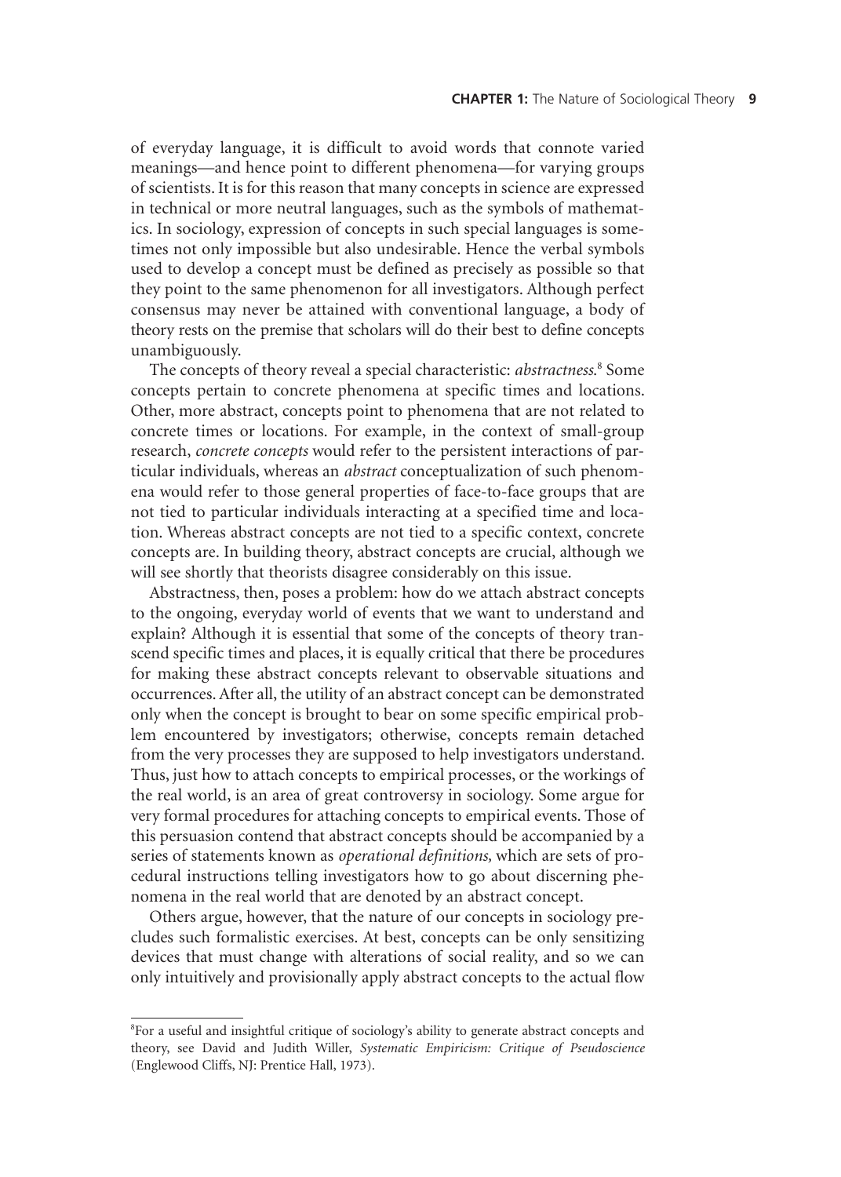of everyday language, it is difficult to avoid words that connote varied meanings—and hence point to different phenomena—for varying groups of scientists. It is for this reason that many concepts in science are expressed in technical or more neutral languages, such as the symbols of mathematics. In sociology, expression of concepts in such special languages is sometimes not only impossible but also undesirable. Hence the verbal symbols used to develop a concept must be defined as precisely as possible so that they point to the same phenomenon for all investigators. Although perfect consensus may never be attained with conventional language, a body of theory rests on the premise that scholars will do their best to define concepts unambiguously.

The concepts of theory reveal a special characteristic: *abstractness*.[8] Some concepts pertain to concrete phenomena at specific times and locations. Other, more abstract, concepts point to phenomena that are not related to concrete times or locations. For example, in the context of small-group research, *concrete concepts* would refer to the persistent interactions of particular individuals, whereas an *abstract* conceptualization of such phenomena would refer to those general properties of face-to-face groups that are not tied to particular individuals interacting at a specified time and location. Whereas abstract concepts are not tied to a specific context, concrete concepts are. In building theory, abstract concepts are crucial, although we will see shortly that theorists disagree considerably on this issue.

Abstractness, then, poses a problem: how do we attach abstract concepts to the ongoing, everyday world of events that we want to understand and explain? Although it is essential that some of the concepts of theory transcend specific times and places, it is equally critical that there be procedures for making these abstract concepts relevant to observable situations and occurrences. After all, the utility of an abstract concept can be demonstrated only when the concept is brought to bear on some specific empirical problem encountered by investigators; otherwise, concepts remain detached from the very processes they are supposed to help investigators understand. Thus, just how to attach concepts to empirical processes, or the workings of the real world, is an area of great controversy in sociology. Some argue for very formal procedures for attaching concepts to empirical events. Those of this persuasion contend that abstract concepts should be accompanied by a series of statements known as *operational definitions,* which are sets of procedural instructions telling investigators how to go about discerning phenomena in the real world that are denoted by an abstract concept.

Others argue, however, that the nature of our concepts in sociology precludes such formalistic exercises. At best, concepts can be only sensitizing devices that must change with alterations of social reality, and so we can only intuitively and provisionally apply abstract concepts to the actual flow

[8] For a useful and insightful critique of sociology's ability to generate abstract concepts and theory, see David and Judith Willer, *Systematic Empiricism: Critique of Pseudoscience* (Englewood Cliffs, NJ: Prentice Hall, 1973).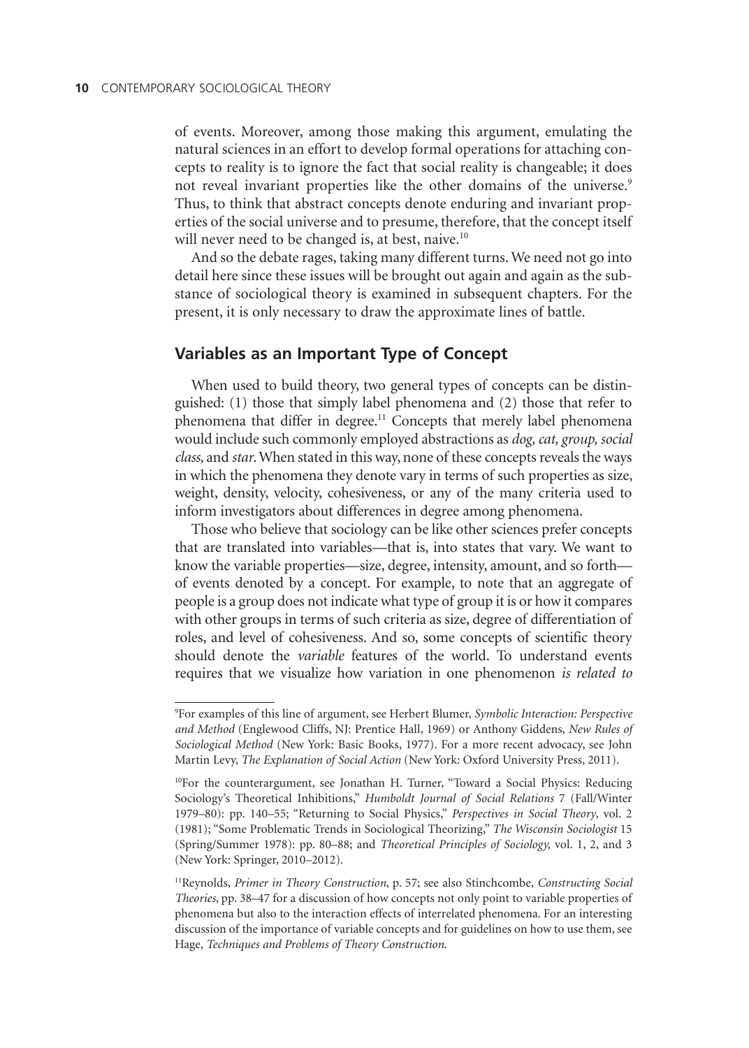of events. Moreover, among those making this argument, emulating the natural sciences in an effort to develop formal operations for attaching concepts to reality is to ignore the fact that social reality is changeable; it does not reveal invariant properties like the other domains of the universe.[9] Thus, to think that abstract concepts denote enduring and invariant properties of the social universe and to presume, therefore, that the concept itself will never need to be changed is, at best, naive.[10]

And so the debate rages, taking many different turns. We need not go into detail here since these issues will be brought out again and again as the substance of sociological theory is examined in subsequent chapters. For the present, it is only necessary to draw the approximate lines of battle.

## Variables as an Important Type of Concept

When used to build theory, two general types of concepts can be distinguished: (1) those that simply label phenomena and (2) those that refer to phenomena that differ in degree.[11] Concepts that merely label phenomena would include such commonly employed abstractions as *dog, cat, group, social class,* and *star.* When stated in this way, none of these concepts reveals the ways in which the phenomena they denote vary in terms of such properties as size, weight, density, velocity, cohesiveness, or any of the many criteria used to inform investigators about differences in degree among phenomena.

Those who believe that sociology can be like other sciences prefer concepts that are translated into variables—that is, into states that vary. We want to know the variable properties—size, degree, intensity, amount, and so forth—of events denoted by a concept. For example, to note that an aggregate of people is a group does not indicate what type of group it is or how it compares with other groups in terms of such criteria as size, degree of differentiation of roles, and level of cohesiveness. And so, some concepts of scientific theory should denote the *variable* features of the world. To understand events requires that we visualize how variation in one phenomenon *is related to*

---

[9]For examples of this line of argument, see Herbert Blumer, *Symbolic Interaction: Perspective and Method* (Englewood Cliffs, NJ: Prentice Hall, 1969) or Anthony Giddens, *New Rules of Sociological Method* (New York: Basic Books, 1977). For a more recent advocacy, see John Martin Levy, *The Explanation of Social Action* (New York: Oxford University Press, 2011).

[10]For the counterargument, see Jonathan H. Turner, "Toward a Social Physics: Reducing Sociology's Theoretical Inhibitions," *Humboldt Journal of Social Relations* 7 (Fall/Winter 1979–80): pp. 140–55; "Returning to Social Physics," *Perspectives in Social Theory*, vol. 2 (1981); "Some Problematic Trends in Sociological Theorizing," *The Wisconsin Sociologist* 15 (Spring/Summer 1978): pp. 80–88; and *Theoretical Principles of Sociology,* vol. 1, 2, and 3 (New York: Springer, 2010–2012).

[11]Reynolds, *Primer in Theory Construction*, p. 57; see also Stinchcombe, *Constructing Social Theories*, pp. 38–47 for a discussion of how concepts not only point to variable properties of phenomena but also to the interaction effects of interrelated phenomena. For an interesting discussion of the importance of variable concepts and for guidelines on how to use them, see Hage, *Techniques and Problems of Theory Construction.*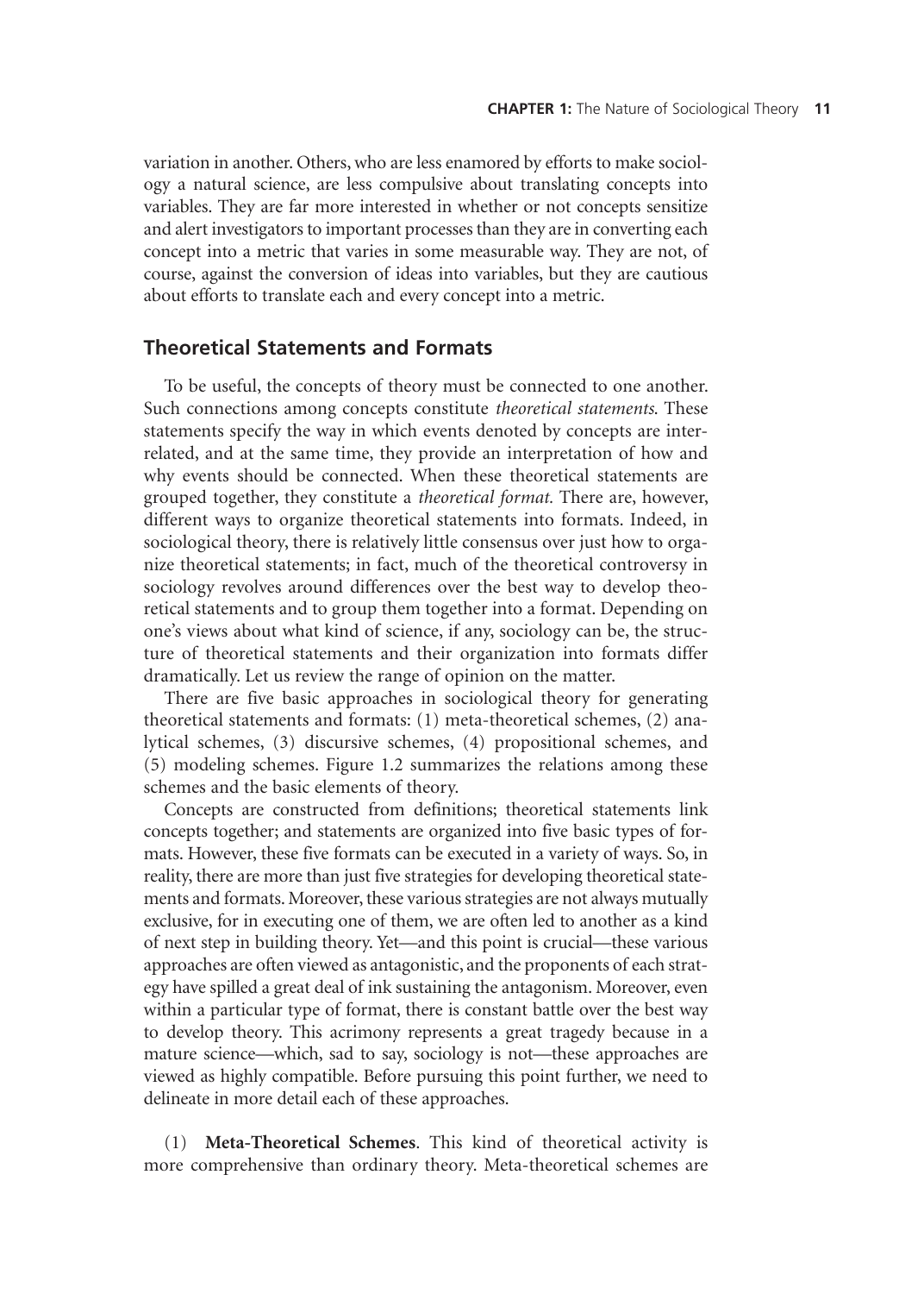variation in another. Others, who are less enamored by efforts to make sociology a natural science, are less compulsive about translating concepts into variables. They are far more interested in whether or not concepts sensitize and alert investigators to important processes than they are in converting each concept into a metric that varies in some measurable way. They are not, of course, against the conversion of ideas into variables, but they are cautious about efforts to translate each and every concept into a metric.

## Theoretical Statements and Formats

To be useful, the concepts of theory must be connected to one another. Such connections among concepts constitute *theoretical statements*. These statements specify the way in which events denoted by concepts are interrelated, and at the same time, they provide an interpretation of how and why events should be connected. When these theoretical statements are grouped together, they constitute a *theoretical format.* There are, however, different ways to organize theoretical statements into formats. Indeed, in sociological theory, there is relatively little consensus over just how to organize theoretical statements; in fact, much of the theoretical controversy in sociology revolves around differences over the best way to develop theoretical statements and to group them together into a format. Depending on one's views about what kind of science, if any, sociology can be, the structure of theoretical statements and their organization into formats differ dramatically. Let us review the range of opinion on the matter.

There are five basic approaches in sociological theory for generating theoretical statements and formats: (1) meta-theoretical schemes, (2) analytical schemes, (3) discursive schemes, (4) propositional schemes, and (5) modeling schemes. Figure 1.2 summarizes the relations among these schemes and the basic elements of theory.

Concepts are constructed from definitions; theoretical statements link concepts together; and statements are organized into five basic types of formats. However, these five formats can be executed in a variety of ways. So, in reality, there are more than just five strategies for developing theoretical statements and formats. Moreover, these various strategies are not always mutually exclusive, for in executing one of them, we are often led to another as a kind of next step in building theory. Yet—and this point is crucial—these various approaches are often viewed as antagonistic, and the proponents of each strategy have spilled a great deal of ink sustaining the antagonism. Moreover, even within a particular type of format, there is constant battle over the best way to develop theory. This acrimony represents a great tragedy because in a mature science—which, sad to say, sociology is not—these approaches are viewed as highly compatible. Before pursuing this point further, we need to delineate in more detail each of these approaches.

(1) **Meta-Theoretical Schemes**. This kind of theoretical activity is more comprehensive than ordinary theory. Meta-theoretical schemes are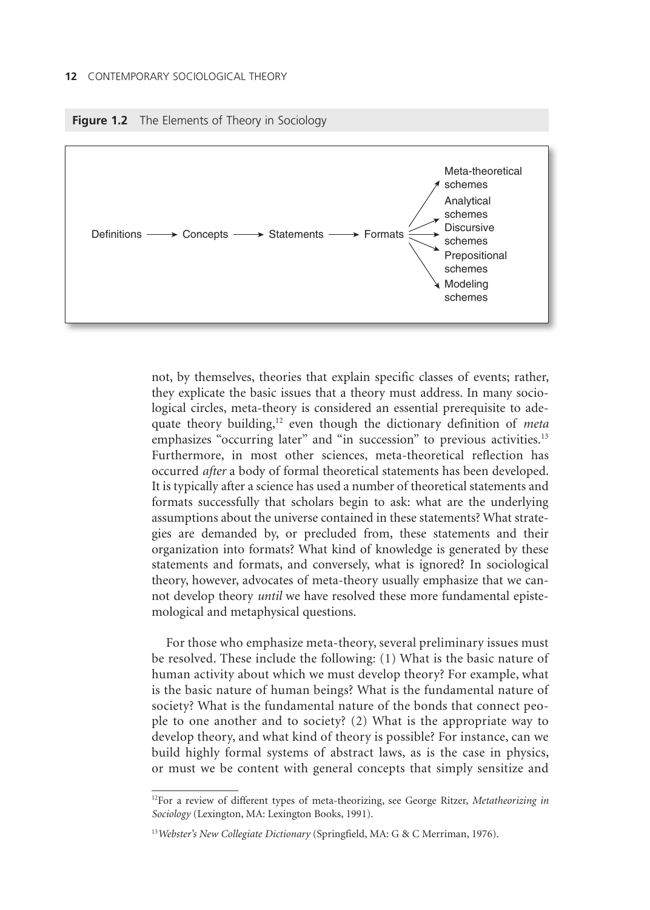**Figure 1.2** The Elements of Theory in Sociology

Definitions ⟶ Concepts ⟶ Statements ⟶ Formats ⟶ Meta-theoretical schemes / Analytical schemes / Discursive schemes / Prepositional schemes / Modeling schemes

not, by themselves, theories that explain specific classes of events; rather, they explicate the basic issues that a theory must address. In many sociological circles, meta-theory is considered an essential prerequisite to adequate theory building,[12] even though the dictionary definition of *meta* emphasizes "occurring later" and "in succession" to previous activities.[13] Furthermore, in most other sciences, meta-theoretical reflection has occurred *after* a body of formal theoretical statements has been developed. It is typically after a science has used a number of theoretical statements and formats successfully that scholars begin to ask: what are the underlying assumptions about the universe contained in these statements? What strategies are demanded by, or precluded from, these statements and their organization into formats? What kind of knowledge is generated by these statements and formats, and conversely, what is ignored? In sociological theory, however, advocates of meta-theory usually emphasize that we cannot develop theory *until* we have resolved these more fundamental epistemological and metaphysical questions.

For those who emphasize meta-theory, several preliminary issues must be resolved. These include the following: (1) What is the basic nature of human activity about which we must develop theory? For example, what is the basic nature of human beings? What is the fundamental nature of society? What is the fundamental nature of the bonds that connect people to one another and to society? (2) What is the appropriate way to develop theory, and what kind of theory is possible? For instance, can we build highly formal systems of abstract laws, as is the case in physics, or must we be content with general concepts that simply sensitize and

---

[12]For a review of different types of meta-theorizing, see George Ritzer, *Metatheorizing in Sociology* (Lexington, MA: Lexington Books, 1991).

[13]*Webster's New Collegiate Dictionary* (Springfield, MA: G & C Merriman, 1976).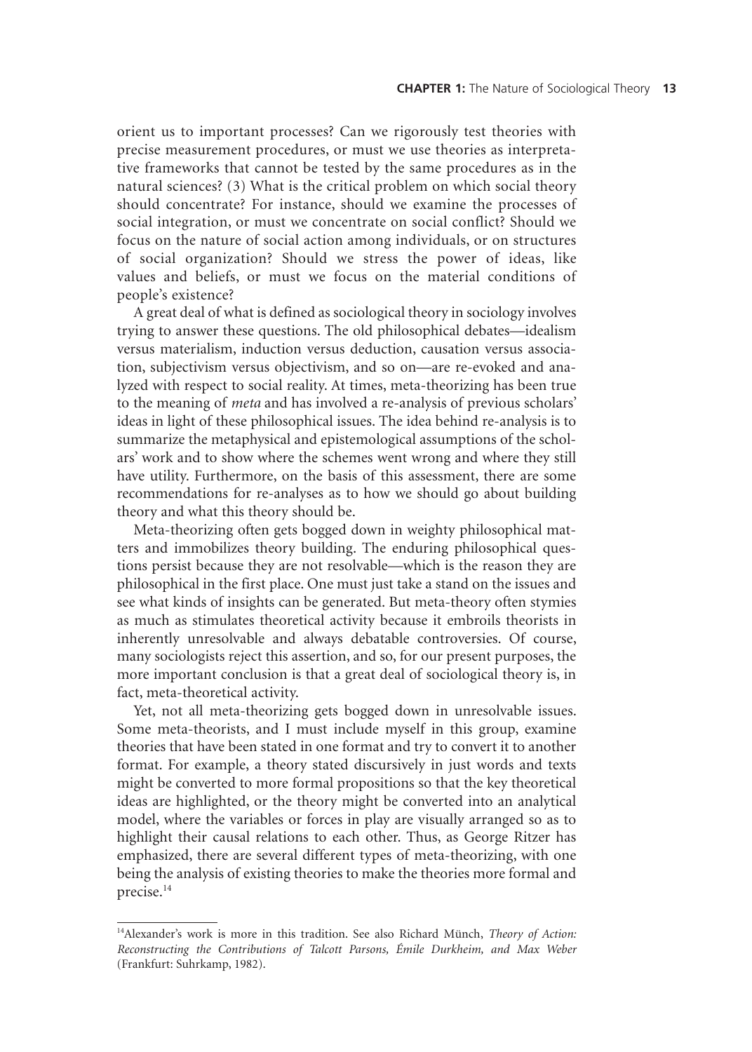orient us to important processes? Can we rigorously test theories with precise measurement procedures, or must we use theories as interpretative frameworks that cannot be tested by the same procedures as in the natural sciences? (3) What is the critical problem on which social theory should concentrate? For instance, should we examine the processes of social integration, or must we concentrate on social conflict? Should we focus on the nature of social action among individuals, or on structures of social organization? Should we stress the power of ideas, like values and beliefs, or must we focus on the material conditions of people's existence?

A great deal of what is defined as sociological theory in sociology involves trying to answer these questions. The old philosophical debates—idealism versus materialism, induction versus deduction, causation versus association, subjectivism versus objectivism, and so on—are re-evoked and analyzed with respect to social reality. At times, meta-theorizing has been true to the meaning of *meta* and has involved a re-analysis of previous scholars' ideas in light of these philosophical issues. The idea behind re-analysis is to summarize the metaphysical and epistemological assumptions of the scholars' work and to show where the schemes went wrong and where they still have utility. Furthermore, on the basis of this assessment, there are some recommendations for re-analyses as to how we should go about building theory and what this theory should be.

Meta-theorizing often gets bogged down in weighty philosophical matters and immobilizes theory building. The enduring philosophical questions persist because they are not resolvable—which is the reason they are philosophical in the first place. One must just take a stand on the issues and see what kinds of insights can be generated. But meta-theory often stymies as much as stimulates theoretical activity because it embroils theorists in inherently unresolvable and always debatable controversies. Of course, many sociologists reject this assertion, and so, for our present purposes, the more important conclusion is that a great deal of sociological theory is, in fact, meta-theoretical activity.

Yet, not all meta-theorizing gets bogged down in unresolvable issues. Some meta-theorists, and I must include myself in this group, examine theories that have been stated in one format and try to convert it to another format. For example, a theory stated discursively in just words and texts might be converted to more formal propositions so that the key theoretical ideas are highlighted, or the theory might be converted into an analytical model, where the variables or forces in play are visually arranged so as to highlight their causal relations to each other. Thus, as George Ritzer has emphasized, there are several different types of meta-theorizing, with one being the analysis of existing theories to make the theories more formal and precise.[14]

---

[14]Alexander's work is more in this tradition. See also Richard Münch, *Theory of Action: Reconstructing the Contributions of Talcott Parsons, Émile Durkheim, and Max Weber* (Frankfurt: Suhrkamp, 1982).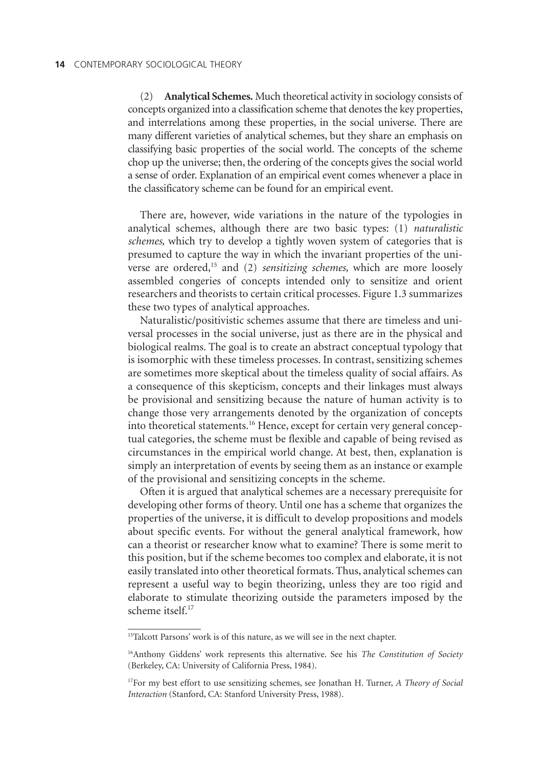(2) **Analytical Schemes.** Much theoretical activity in sociology consists of concepts organized into a classification scheme that denotes the key properties, and interrelations among these properties, in the social universe. There are many different varieties of analytical schemes, but they share an emphasis on classifying basic properties of the social world. The concepts of the scheme chop up the universe; then, the ordering of the concepts gives the social world a sense of order. Explanation of an empirical event comes whenever a place in the classificatory scheme can be found for an empirical event.

There are, however, wide variations in the nature of the typologies in analytical schemes, although there are two basic types: (1) *naturalistic schemes,* which try to develop a tightly woven system of categories that is presumed to capture the way in which the invariant properties of the universe are ordered,[15] and (2) *sensitizing schemes,* which are more loosely assembled congeries of concepts intended only to sensitize and orient researchers and theorists to certain critical processes. Figure 1.3 summarizes these two types of analytical approaches.

Naturalistic/positivistic schemes assume that there are timeless and universal processes in the social universe, just as there are in the physical and biological realms. The goal is to create an abstract conceptual typology that is isomorphic with these timeless processes. In contrast, sensitizing schemes are sometimes more skeptical about the timeless quality of social affairs. As a consequence of this skepticism, concepts and their linkages must always be provisional and sensitizing because the nature of human activity is to change those very arrangements denoted by the organization of concepts into theoretical statements.[16] Hence, except for certain very general conceptual categories, the scheme must be flexible and capable of being revised as circumstances in the empirical world change. At best, then, explanation is simply an interpretation of events by seeing them as an instance or example of the provisional and sensitizing concepts in the scheme.

Often it is argued that analytical schemes are a necessary prerequisite for developing other forms of theory. Until one has a scheme that organizes the properties of the universe, it is difficult to develop propositions and models about specific events. For without the general analytical framework, how can a theorist or researcher know what to examine? There is some merit to this position, but if the scheme becomes too complex and elaborate, it is not easily translated into other theoretical formats. Thus, analytical schemes can represent a useful way to begin theorizing, unless they are too rigid and elaborate to stimulate theorizing outside the parameters imposed by the scheme itself.[17]

---

[15]Talcott Parsons' work is of this nature, as we will see in the next chapter.

[16]Anthony Giddens' work represents this alternative. See his *The Constitution of Society* (Berkeley, CA: University of California Press, 1984).

[17]For my best effort to use sensitizing schemes, see Jonathan H. Turner, *A Theory of Social Interaction* (Stanford, CA: Stanford University Press, 1988).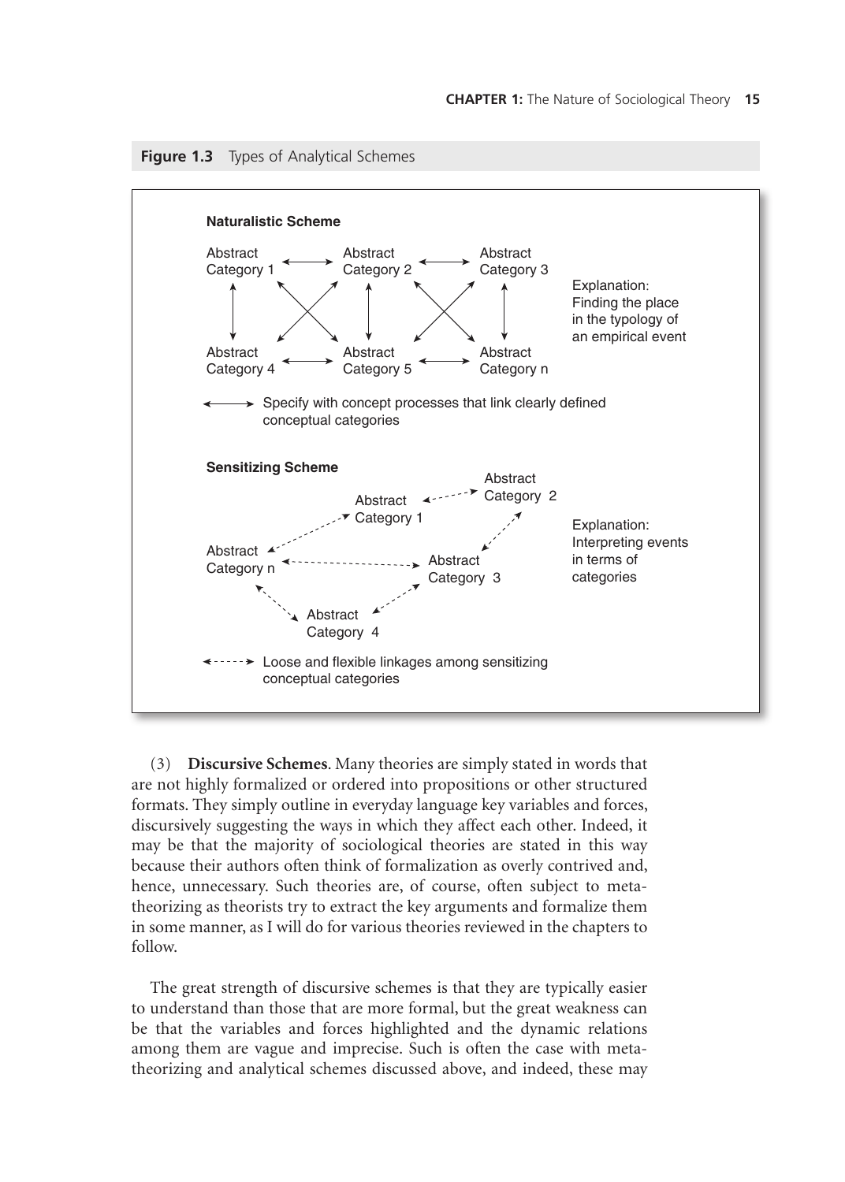**Figure 1.3** Types of Analytical Schemes

**Naturalistic Scheme**

Abstract Category 1 ⟷ Abstract Category 2 ⟷ Abstract Category 3

Abstract Category 4 ⟷ Abstract Category 5 ⟷ Abstract Category n

Explanation: Finding the place in the typology of an empirical event

⟷ Specify with concept processes that link clearly defined conceptual categories

**Sensitizing Scheme**

Abstract Category 1, Abstract Category 2, Abstract Category 3, Abstract Category 4, Abstract Category n

Explanation: Interpreting events in terms of categories

⇠⇢ Loose and flexible linkages among sensitizing conceptual categories

(3) **Discursive Schemes**. Many theories are simply stated in words that are not highly formalized or ordered into propositions or other structured formats. They simply outline in everyday language key variables and forces, discursively suggesting the ways in which they affect each other. Indeed, it may be that the majority of sociological theories are stated in this way because their authors often think of formalization as overly contrived and, hence, unnecessary. Such theories are, of course, often subject to metatheorizing as theorists try to extract the key arguments and formalize them in some manner, as I will do for various theories reviewed in the chapters to follow.

The great strength of discursive schemes is that they are typically easier to understand than those that are more formal, but the great weakness can be that the variables and forces highlighted and the dynamic relations among them are vague and imprecise. Such is often the case with metatheorizing and analytical schemes discussed above, and indeed, these may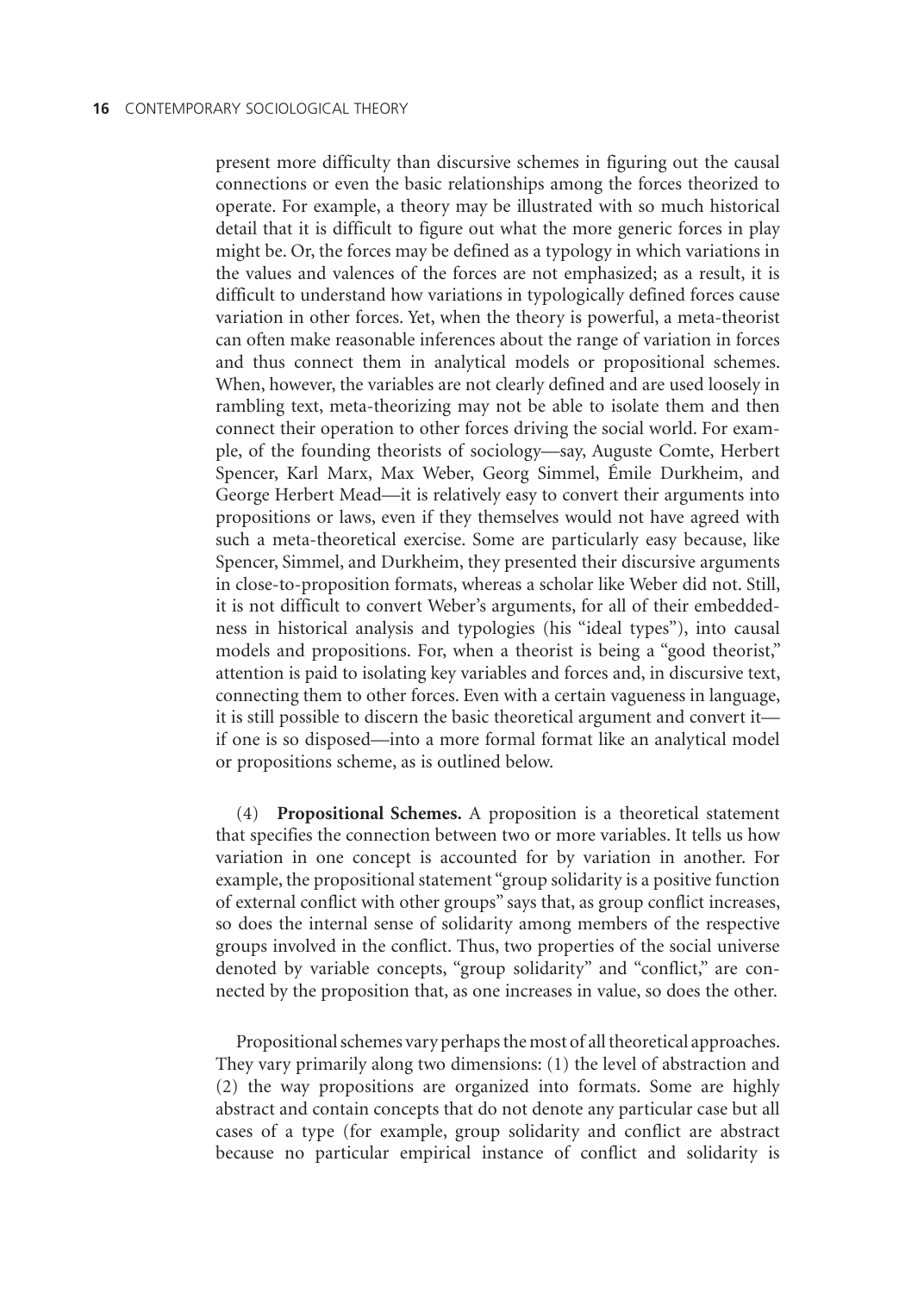present more difficulty than discursive schemes in figuring out the causal connections or even the basic relationships among the forces theorized to operate. For example, a theory may be illustrated with so much historical detail that it is difficult to figure out what the more generic forces in play might be. Or, the forces may be defined as a typology in which variations in the values and valences of the forces are not emphasized; as a result, it is difficult to understand how variations in typologically defined forces cause variation in other forces. Yet, when the theory is powerful, a meta-theorist can often make reasonable inferences about the range of variation in forces and thus connect them in analytical models or propositional schemes. When, however, the variables are not clearly defined and are used loosely in rambling text, meta-theorizing may not be able to isolate them and then connect their operation to other forces driving the social world. For example, of the founding theorists of sociology—say, Auguste Comte, Herbert Spencer, Karl Marx, Max Weber, Georg Simmel, Émile Durkheim, and George Herbert Mead—it is relatively easy to convert their arguments into propositions or laws, even if they themselves would not have agreed with such a meta-theoretical exercise. Some are particularly easy because, like Spencer, Simmel, and Durkheim, they presented their discursive arguments in close-to-proposition formats, whereas a scholar like Weber did not. Still, it is not difficult to convert Weber's arguments, for all of their embeddedness in historical analysis and typologies (his "ideal types"), into causal models and propositions. For, when a theorist is being a "good theorist," attention is paid to isolating key variables and forces and, in discursive text, connecting them to other forces. Even with a certain vagueness in language, it is still possible to discern the basic theoretical argument and convert it—if one is so disposed—into a more formal format like an analytical model or propositions scheme, as is outlined below.

(4) **Propositional Schemes.** A proposition is a theoretical statement that specifies the connection between two or more variables. It tells us how variation in one concept is accounted for by variation in another. For example, the propositional statement "group solidarity is a positive function of external conflict with other groups" says that, as group conflict increases, so does the internal sense of solidarity among members of the respective groups involved in the conflict. Thus, two properties of the social universe denoted by variable concepts, "group solidarity" and "conflict," are connected by the proposition that, as one increases in value, so does the other.

Propositional schemes vary perhaps the most of all theoretical approaches. They vary primarily along two dimensions: (1) the level of abstraction and (2) the way propositions are organized into formats. Some are highly abstract and contain concepts that do not denote any particular case but all cases of a type (for example, group solidarity and conflict are abstract because no particular empirical instance of conflict and solidarity is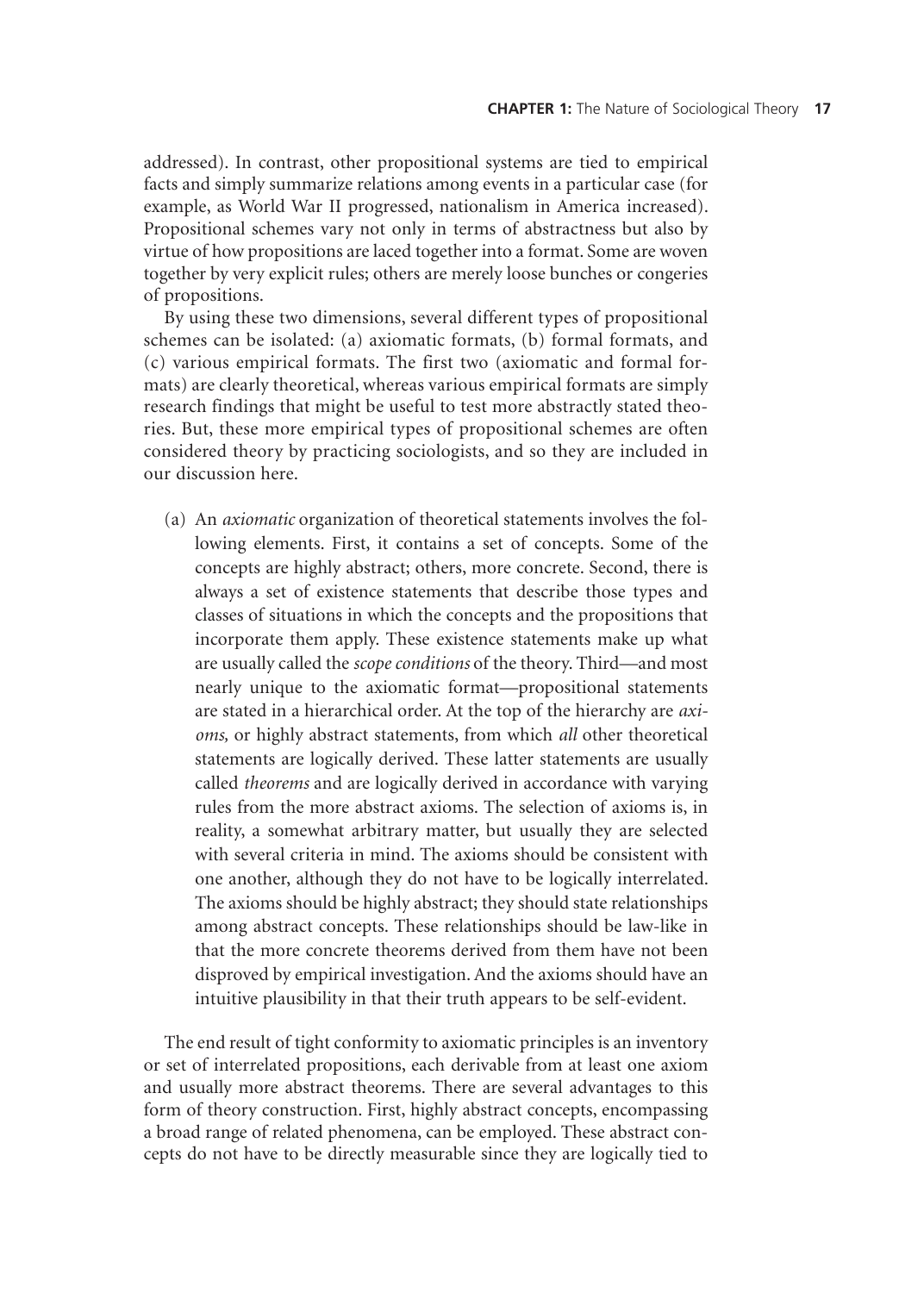addressed). In contrast, other propositional systems are tied to empirical facts and simply summarize relations among events in a particular case (for example, as World War II progressed, nationalism in America increased). Propositional schemes vary not only in terms of abstractness but also by virtue of how propositions are laced together into a format. Some are woven together by very explicit rules; others are merely loose bunches or congeries of propositions.

By using these two dimensions, several different types of propositional schemes can be isolated: (a) axiomatic formats, (b) formal formats, and (c) various empirical formats. The first two (axiomatic and formal formats) are clearly theoretical, whereas various empirical formats are simply research findings that might be useful to test more abstractly stated theories. But, these more empirical types of propositional schemes are often considered theory by practicing sociologists, and so they are included in our discussion here.

(a) An *axiomatic* organization of theoretical statements involves the following elements. First, it contains a set of concepts. Some of the concepts are highly abstract; others, more concrete. Second, there is always a set of existence statements that describe those types and classes of situations in which the concepts and the propositions that incorporate them apply. These existence statements make up what are usually called the *scope conditions* of the theory. Third—and most nearly unique to the axiomatic format—propositional statements are stated in a hierarchical order. At the top of the hierarchy are *axioms,* or highly abstract statements, from which *all* other theoretical statements are logically derived. These latter statements are usually called *theorems* and are logically derived in accordance with varying rules from the more abstract axioms. The selection of axioms is, in reality, a somewhat arbitrary matter, but usually they are selected with several criteria in mind. The axioms should be consistent with one another, although they do not have to be logically interrelated. The axioms should be highly abstract; they should state relationships among abstract concepts. These relationships should be law-like in that the more concrete theorems derived from them have not been disproved by empirical investigation. And the axioms should have an intuitive plausibility in that their truth appears to be self-evident.

The end result of tight conformity to axiomatic principles is an inventory or set of interrelated propositions, each derivable from at least one axiom and usually more abstract theorems. There are several advantages to this form of theory construction. First, highly abstract concepts, encompassing a broad range of related phenomena, can be employed. These abstract concepts do not have to be directly measurable since they are logically tied to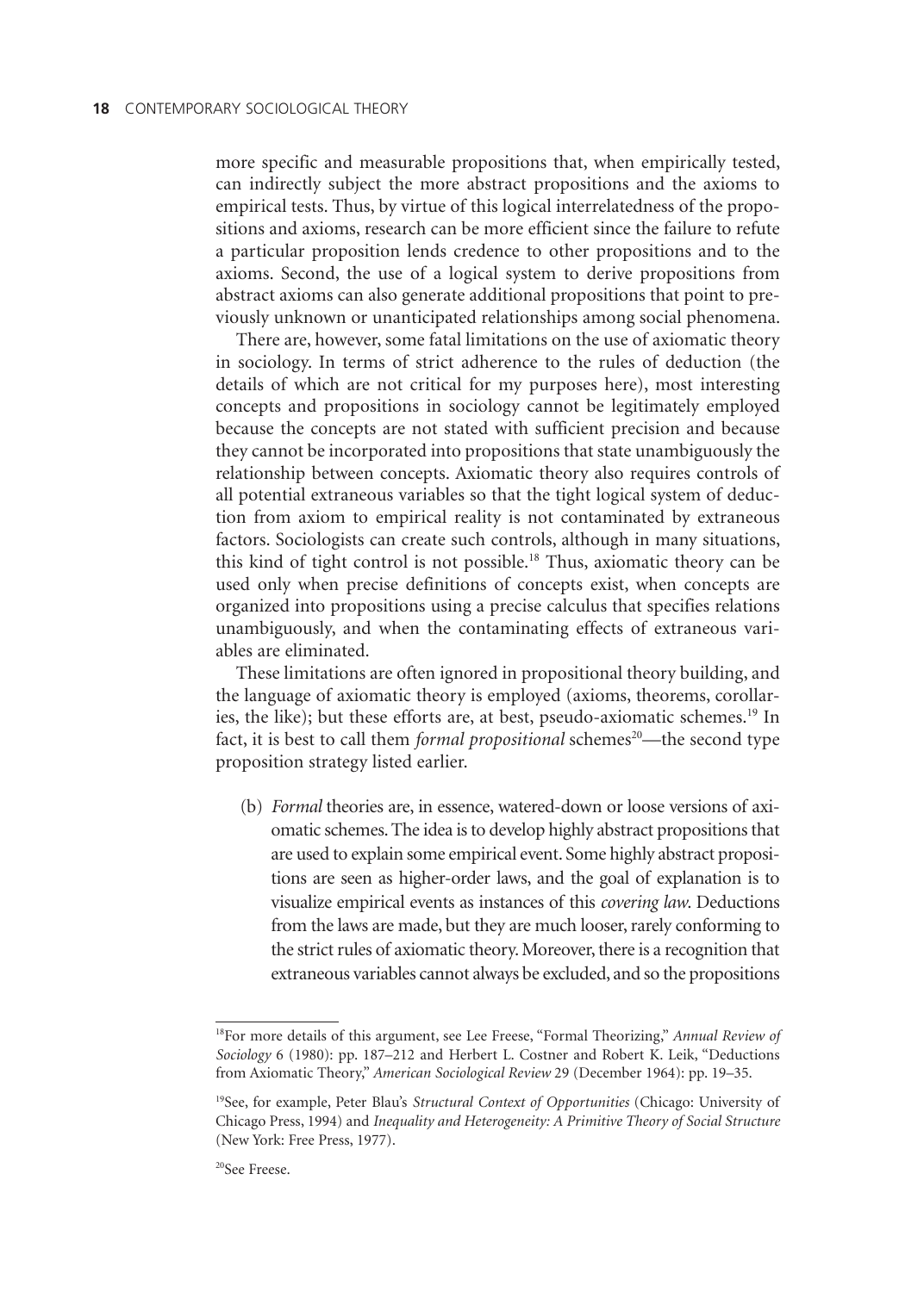more specific and measurable propositions that, when empirically tested, can indirectly subject the more abstract propositions and the axioms to empirical tests. Thus, by virtue of this logical interrelatedness of the propositions and axioms, research can be more efficient since the failure to refute a particular proposition lends credence to other propositions and to the axioms. Second, the use of a logical system to derive propositions from abstract axioms can also generate additional propositions that point to previously unknown or unanticipated relationships among social phenomena.

There are, however, some fatal limitations on the use of axiomatic theory in sociology. In terms of strict adherence to the rules of deduction (the details of which are not critical for my purposes here), most interesting concepts and propositions in sociology cannot be legitimately employed because the concepts are not stated with sufficient precision and because they cannot be incorporated into propositions that state unambiguously the relationship between concepts. Axiomatic theory also requires controls of all potential extraneous variables so that the tight logical system of deduction from axiom to empirical reality is not contaminated by extraneous factors. Sociologists can create such controls, although in many situations, this kind of tight control is not possible.[18] Thus, axiomatic theory can be used only when precise definitions of concepts exist, when concepts are organized into propositions using a precise calculus that specifies relations unambiguously, and when the contaminating effects of extraneous variables are eliminated.

These limitations are often ignored in propositional theory building, and the language of axiomatic theory is employed (axioms, theorems, corollaries, the like); but these efforts are, at best, pseudo-axiomatic schemes.[19] In fact, it is best to call them *formal propositional* schemes[20]—the second type proposition strategy listed earlier.

(b) *Formal* theories are, in essence, watered-down or loose versions of axiomatic schemes. The idea is to develop highly abstract propositions that are used to explain some empirical event. Some highly abstract propositions are seen as higher-order laws, and the goal of explanation is to visualize empirical events as instances of this *covering law*. Deductions from the laws are made, but they are much looser, rarely conforming to the strict rules of axiomatic theory. Moreover, there is a recognition that extraneous variables cannot always be excluded, and so the propositions

---

[18]For more details of this argument, see Lee Freese, "Formal Theorizing," *Annual Review of Sociology* 6 (1980): pp. 187–212 and Herbert L. Costner and Robert K. Leik, "Deductions from Axiomatic Theory," *American Sociological Review* 29 (December 1964): pp. 19–35.

[19]See, for example, Peter Blau's *Structural Context of Opportunities* (Chicago: University of Chicago Press, 1994) and *Inequality and Heterogeneity: A Primitive Theory of Social Structure* (New York: Free Press, 1977).

[20]See Freese.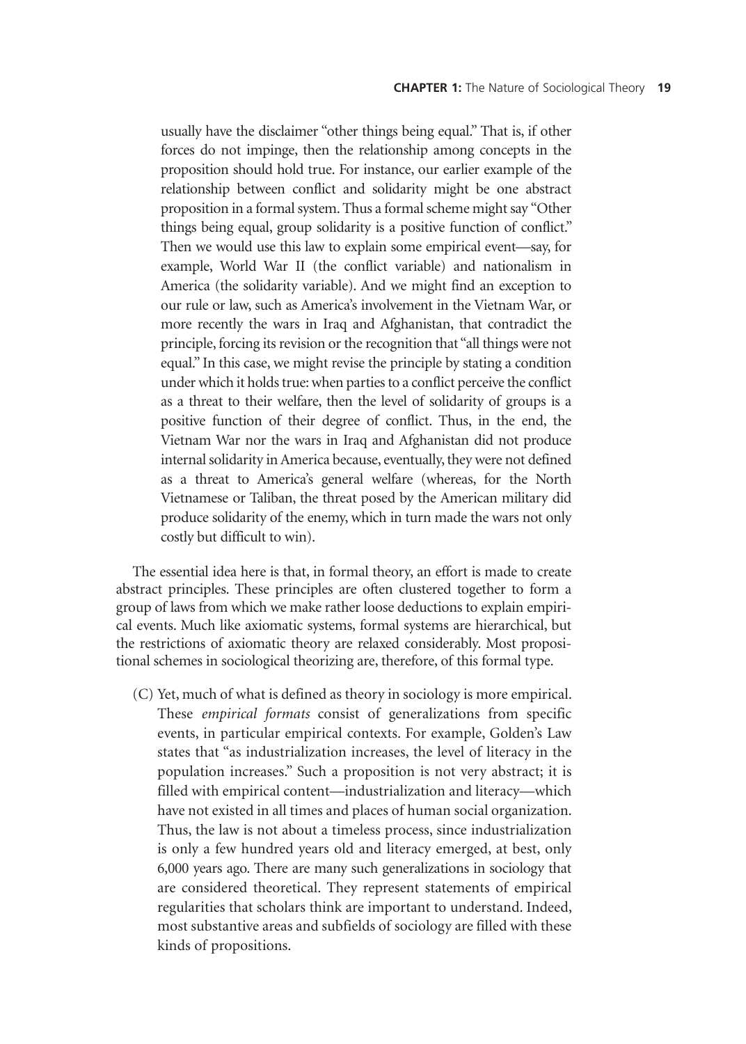usually have the disclaimer "other things being equal." That is, if other forces do not impinge, then the relationship among concepts in the proposition should hold true. For instance, our earlier example of the relationship between conflict and solidarity might be one abstract proposition in a formal system. Thus a formal scheme might say "Other things being equal, group solidarity is a positive function of conflict." Then we would use this law to explain some empirical event—say, for example, World War II (the conflict variable) and nationalism in America (the solidarity variable). And we might find an exception to our rule or law, such as America's involvement in the Vietnam War, or more recently the wars in Iraq and Afghanistan, that contradict the principle, forcing its revision or the recognition that "all things were not equal." In this case, we might revise the principle by stating a condition under which it holds true: when parties to a conflict perceive the conflict as a threat to their welfare, then the level of solidarity of groups is a positive function of their degree of conflict. Thus, in the end, the Vietnam War nor the wars in Iraq and Afghanistan did not produce internal solidarity in America because, eventually, they were not defined as a threat to America's general welfare (whereas, for the North Vietnamese or Taliban, the threat posed by the American military did produce solidarity of the enemy, which in turn made the wars not only costly but difficult to win).

The essential idea here is that, in formal theory, an effort is made to create abstract principles. These principles are often clustered together to form a group of laws from which we make rather loose deductions to explain empirical events. Much like axiomatic systems, formal systems are hierarchical, but the restrictions of axiomatic theory are relaxed considerably. Most propositional schemes in sociological theorizing are, therefore, of this formal type.

(C) Yet, much of what is defined as theory in sociology is more empirical. These *empirical formats* consist of generalizations from specific events, in particular empirical contexts. For example, Golden's Law states that "as industrialization increases, the level of literacy in the population increases." Such a proposition is not very abstract; it is filled with empirical content—industrialization and literacy—which have not existed in all times and places of human social organization. Thus, the law is not about a timeless process, since industrialization is only a few hundred years old and literacy emerged, at best, only 6,000 years ago. There are many such generalizations in sociology that are considered theoretical. They represent statements of empirical regularities that scholars think are important to understand. Indeed, most substantive areas and subfields of sociology are filled with these kinds of propositions.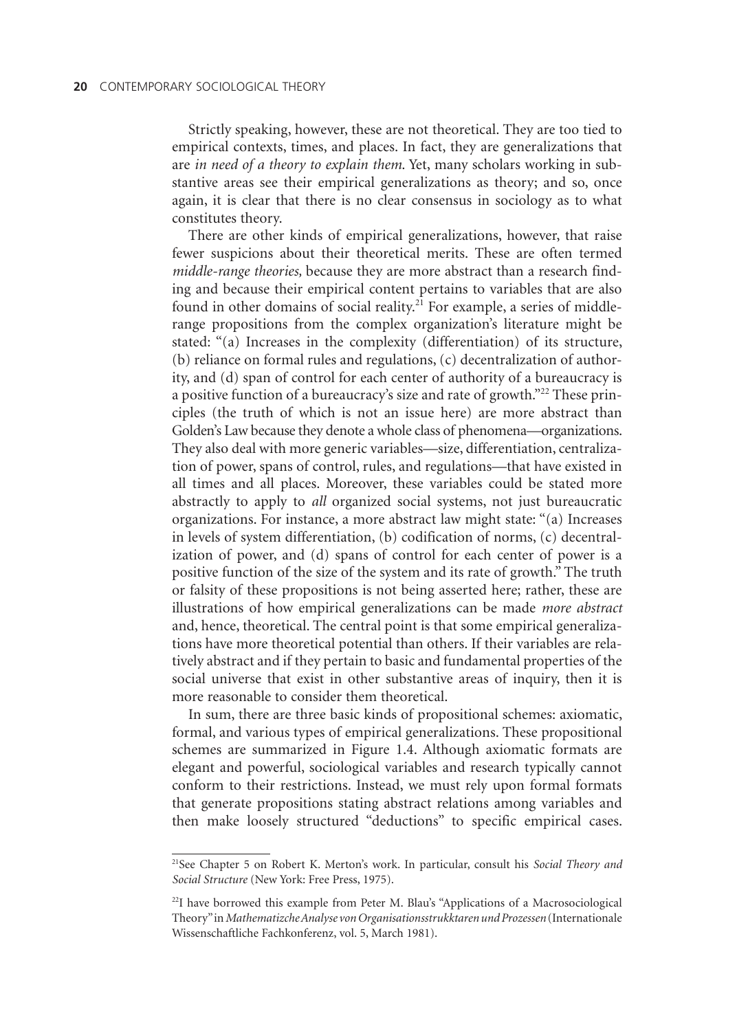Strictly speaking, however, these are not theoretical. They are too tied to empirical contexts, times, and places. In fact, they are generalizations that are *in need of a theory to explain them*. Yet, many scholars working in substantive areas see their empirical generalizations as theory; and so, once again, it is clear that there is no clear consensus in sociology as to what constitutes theory.

There are other kinds of empirical generalizations, however, that raise fewer suspicions about their theoretical merits. These are often termed *middle-range theories,* because they are more abstract than a research finding and because their empirical content pertains to variables that are also found in other domains of social reality.[21] For example, a series of middle-range propositions from the complex organization's literature might be stated: "(a) Increases in the complexity (differentiation) of its structure, (b) reliance on formal rules and regulations, (c) decentralization of authority, and (d) span of control for each center of authority of a bureaucracy is a positive function of a bureaucracy's size and rate of growth."[22] These principles (the truth of which is not an issue here) are more abstract than Golden's Law because they denote a whole class of phenomena—organizations. They also deal with more generic variables—size, differentiation, centralization of power, spans of control, rules, and regulations—that have existed in all times and all places. Moreover, these variables could be stated more abstractly to apply to *all* organized social systems, not just bureaucratic organizations. For instance, a more abstract law might state: "(a) Increases in levels of system differentiation, (b) codification of norms, (c) decentralization of power, and (d) spans of control for each center of power is a positive function of the size of the system and its rate of growth." The truth or falsity of these propositions is not being asserted here; rather, these are illustrations of how empirical generalizations can be made *more abstract* and, hence, theoretical. The central point is that some empirical generalizations have more theoretical potential than others. If their variables are relatively abstract and if they pertain to basic and fundamental properties of the social universe that exist in other substantive areas of inquiry, then it is more reasonable to consider them theoretical.

In sum, there are three basic kinds of propositional schemes: axiomatic, formal, and various types of empirical generalizations. These propositional schemes are summarized in Figure 1.4. Although axiomatic formats are elegant and powerful, sociological variables and research typically cannot conform to their restrictions. Instead, we must rely upon formal formats that generate propositions stating abstract relations among variables and then make loosely structured "deductions" to specific empirical cases.

---

[21]See Chapter 5 on Robert K. Merton's work. In particular, consult his *Social Theory and Social Structure* (New York: Free Press, 1975).

[22]I have borrowed this example from Peter M. Blau's "Applications of a Macrosociological Theory" in *Mathematizche Analyse von Organisationsstrukktaren und Prozessen* (Internationale Wissenschaftliche Fachkonferenz, vol. 5, March 1981).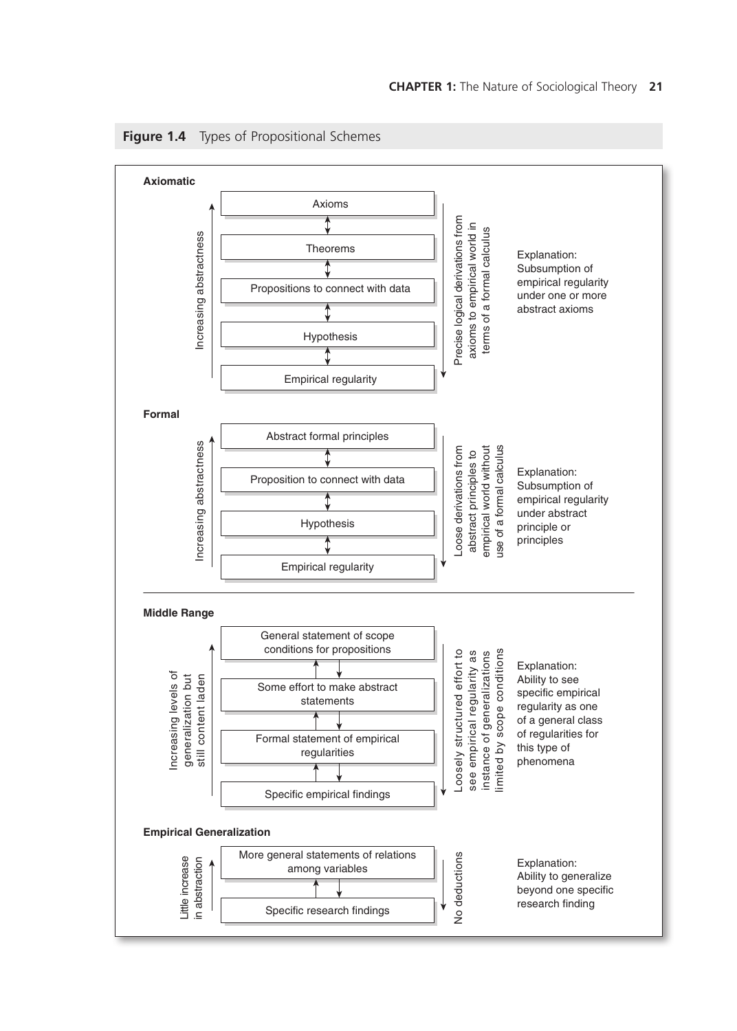**Figure 1.4** Types of Propositional Schemes

**Axiomatic**

- Axioms
- Theorems
- Propositions to connect with data
- Hypothesis
- Empirical regularity

Increasing abstractness

Precise logical derivations from axioms to empirical world in terms of a formal calculus

Explanation: Subsumption of empirical regularity under one or more abstract axioms

**Formal**

- Abstract formal principles
- Proposition to connect with data
- Hypothesis
- Empirical regularity

Increasing abstractness

Loose derivations from abstract principles to empirical world without use of a formal calculus

Explanation: Subsumption of empirical regularity under abstract principle or principles

**Middle Range**

- General statement of scope conditions for propositions
- Some effort to make abstract statements
- Formal statement of empirical regularities
- Specific empirical findings

Increasing levels of generalization but still content laden

Loosely structured effort to see empirical regularity as instance of generalizations limited by scope conditions

Explanation: Ability to see specific empirical regularity as one of a general class of regularities for this type of phenomena

**Empirical Generalization**

- More general statements of relations among variables
- Specific research findings

Little increase in abstraction

No deductions

Explanation: Ability to generalize beyond one specific research finding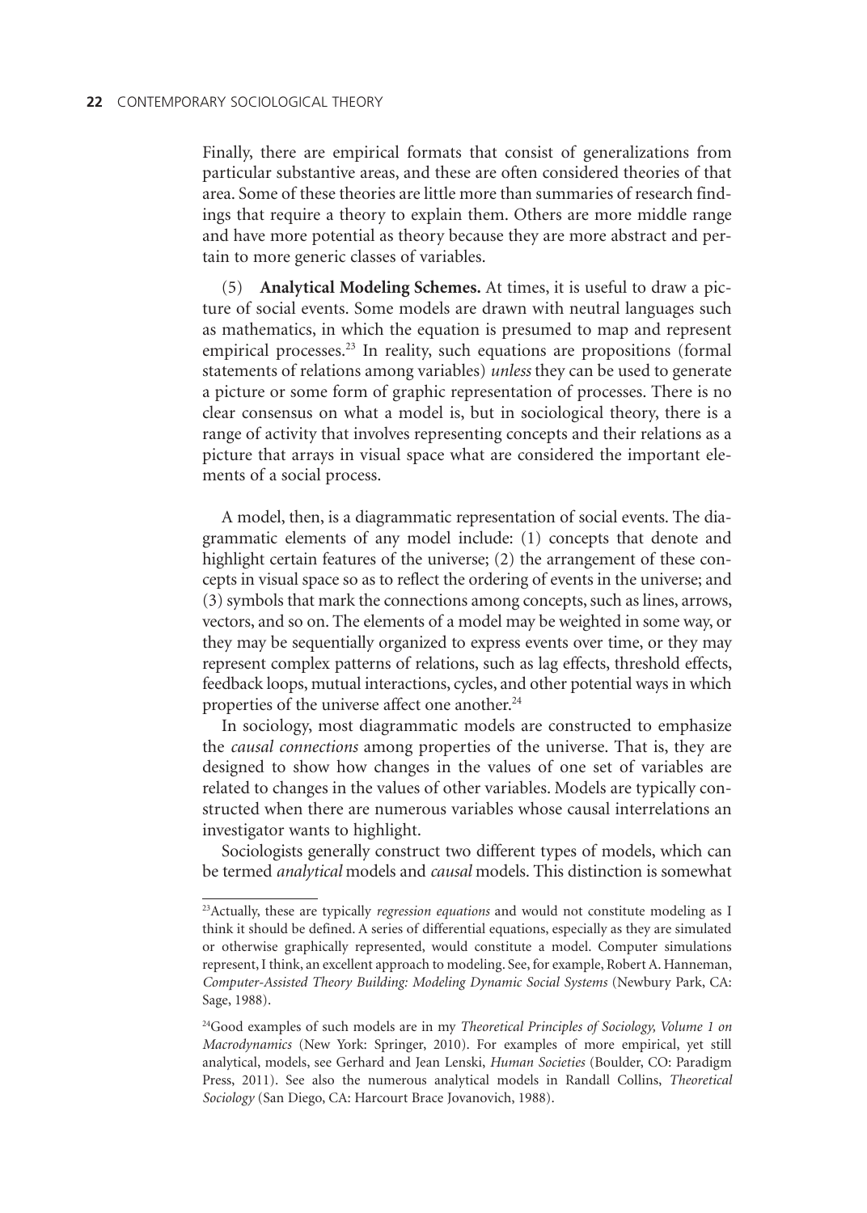Finally, there are empirical formats that consist of generalizations from particular substantive areas, and these are often considered theories of that area. Some of these theories are little more than summaries of research findings that require a theory to explain them. Others are more middle range and have more potential as theory because they are more abstract and pertain to more generic classes of variables.

(5) **Analytical Modeling Schemes.** At times, it is useful to draw a picture of social events. Some models are drawn with neutral languages such as mathematics, in which the equation is presumed to map and represent empirical processes.[23] In reality, such equations are propositions (formal statements of relations among variables) *unless* they can be used to generate a picture or some form of graphic representation of processes. There is no clear consensus on what a model is, but in sociological theory, there is a range of activity that involves representing concepts and their relations as a picture that arrays in visual space what are considered the important elements of a social process.

A model, then, is a diagrammatic representation of social events. The diagrammatic elements of any model include: (1) concepts that denote and highlight certain features of the universe; (2) the arrangement of these concepts in visual space so as to reflect the ordering of events in the universe; and (3) symbols that mark the connections among concepts, such as lines, arrows, vectors, and so on. The elements of a model may be weighted in some way, or they may be sequentially organized to express events over time, or they may represent complex patterns of relations, such as lag effects, threshold effects, feedback loops, mutual interactions, cycles, and other potential ways in which properties of the universe affect one another.[24]

In sociology, most diagrammatic models are constructed to emphasize the *causal connections* among properties of the universe. That is, they are designed to show how changes in the values of one set of variables are related to changes in the values of other variables. Models are typically constructed when there are numerous variables whose causal interrelations an investigator wants to highlight.

Sociologists generally construct two different types of models, which can be termed *analytical* models and *causal* models. This distinction is somewhat

---

[23]Actually, these are typically *regression equations* and would not constitute modeling as I think it should be defined. A series of differential equations, especially as they are simulated or otherwise graphically represented, would constitute a model. Computer simulations represent, I think, an excellent approach to modeling. See, for example, Robert A. Hanneman, *Computer-Assisted Theory Building: Modeling Dynamic Social Systems* (Newbury Park, CA: Sage, 1988).

[24]Good examples of such models are in my *Theoretical Principles of Sociology, Volume 1 on Macrodynamics* (New York: Springer, 2010). For examples of more empirical, yet still analytical, models, see Gerhard and Jean Lenski, *Human Societies* (Boulder, CO: Paradigm Press, 2011). See also the numerous analytical models in Randall Collins, *Theoretical Sociology* (San Diego, CA: Harcourt Brace Jovanovich, 1988).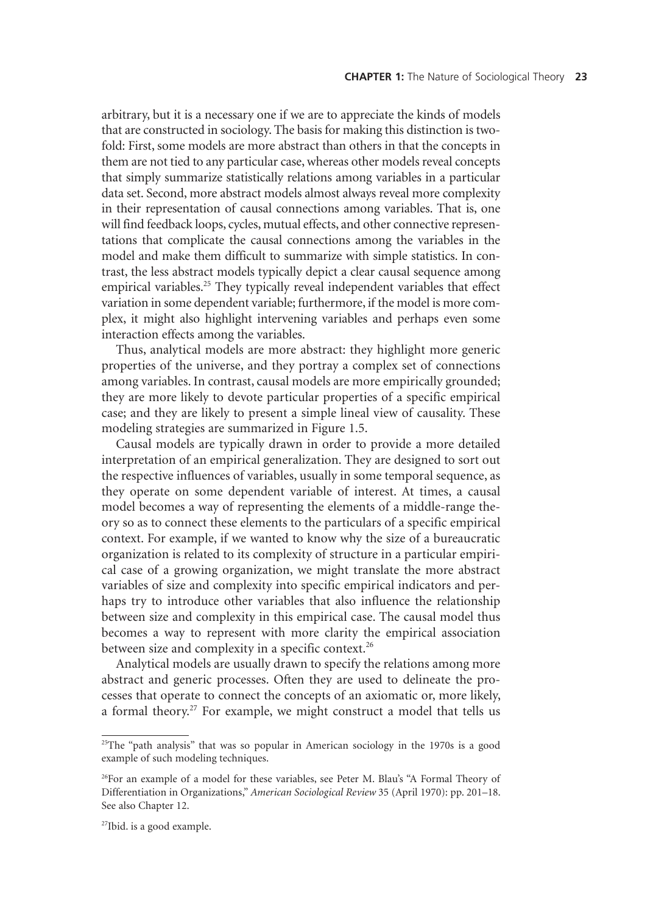arbitrary, but it is a necessary one if we are to appreciate the kinds of models that are constructed in sociology. The basis for making this distinction is twofold: First, some models are more abstract than others in that the concepts in them are not tied to any particular case, whereas other models reveal concepts that simply summarize statistically relations among variables in a particular data set. Second, more abstract models almost always reveal more complexity in their representation of causal connections among variables. That is, one will find feedback loops, cycles, mutual effects, and other connective representations that complicate the causal connections among the variables in the model and make them difficult to summarize with simple statistics. In contrast, the less abstract models typically depict a clear causal sequence among empirical variables.[25] They typically reveal independent variables that effect variation in some dependent variable; furthermore, if the model is more complex, it might also highlight intervening variables and perhaps even some interaction effects among the variables.

Thus, analytical models are more abstract: they highlight more generic properties of the universe, and they portray a complex set of connections among variables. In contrast, causal models are more empirically grounded; they are more likely to devote particular properties of a specific empirical case; and they are likely to present a simple lineal view of causality. These modeling strategies are summarized in Figure 1.5.

Causal models are typically drawn in order to provide a more detailed interpretation of an empirical generalization. They are designed to sort out the respective influences of variables, usually in some temporal sequence, as they operate on some dependent variable of interest. At times, a causal model becomes a way of representing the elements of a middle-range theory so as to connect these elements to the particulars of a specific empirical context. For example, if we wanted to know why the size of a bureaucratic organization is related to its complexity of structure in a particular empirical case of a growing organization, we might translate the more abstract variables of size and complexity into specific empirical indicators and perhaps try to introduce other variables that also influence the relationship between size and complexity in this empirical case. The causal model thus becomes a way to represent with more clarity the empirical association between size and complexity in a specific context.[26]

Analytical models are usually drawn to specify the relations among more abstract and generic processes. Often they are used to delineate the processes that operate to connect the concepts of an axiomatic or, more likely, a formal theory.[27] For example, we might construct a model that tells us

---

[25] The "path analysis" that was so popular in American sociology in the 1970s is a good example of such modeling techniques.

[26] For an example of a model for these variables, see Peter M. Blau's "A Formal Theory of Differentiation in Organizations," *American Sociological Review* 35 (April 1970): pp. 201–18. See also Chapter 12.

[27] Ibid. is a good example.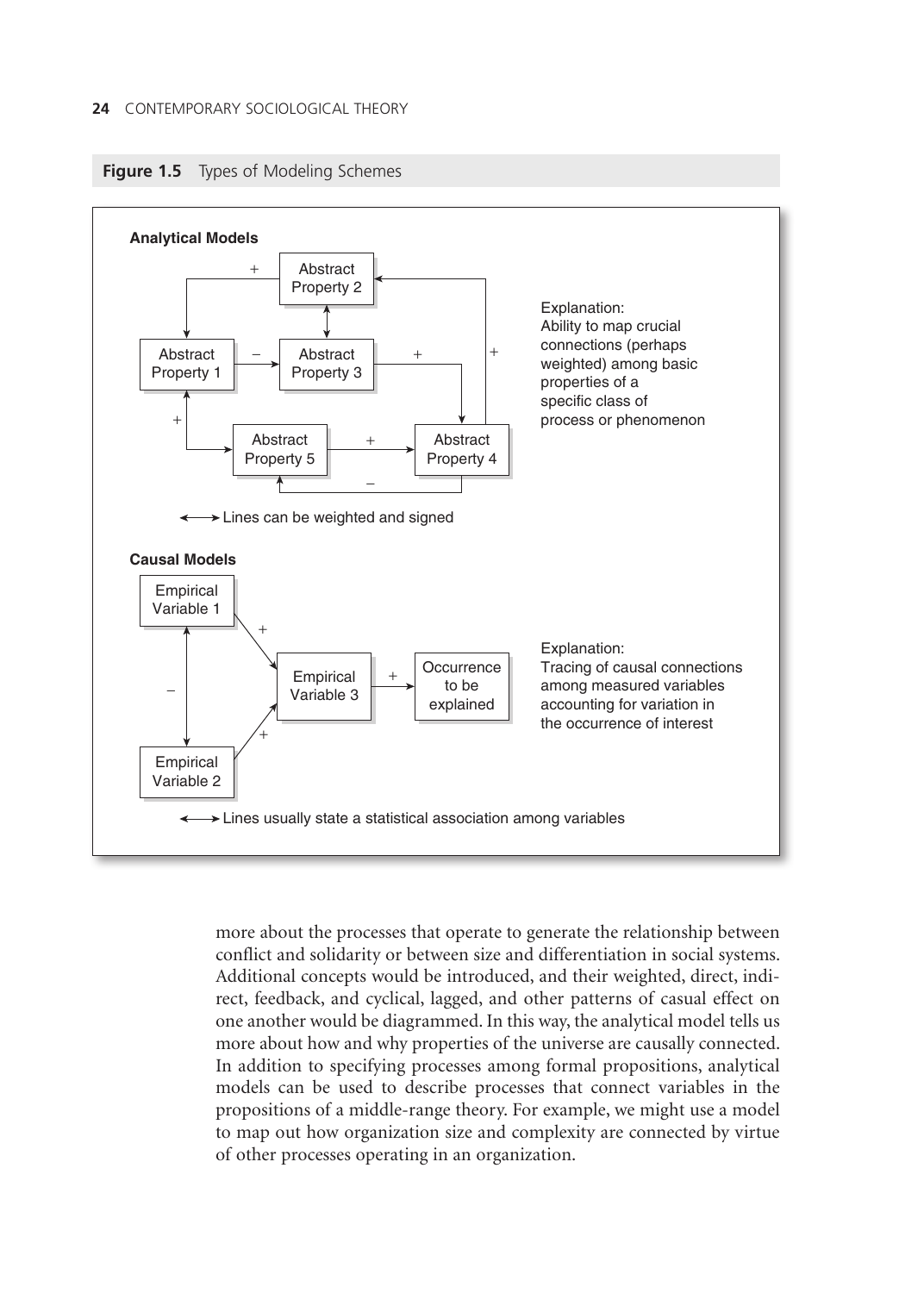**Figure 1.5** Types of Modeling Schemes

**Analytical Models**

Abstract Property 1, Abstract Property 2, Abstract Property 3, Abstract Property 4, Abstract Property 5

Lines can be weighted and signed

Explanation: Ability to map crucial connections (perhaps weighted) among basic properties of a specific class of process or phenomenon

**Causal Models**

Empirical Variable 1, Empirical Variable 2, Empirical Variable 3, Occurrence to be explained

Lines usually state a statistical association among variables

Explanation: Tracing of causal connections among measured variables accounting for variation in the occurrence of interest

more about the processes that operate to generate the relationship between conflict and solidarity or between size and differentiation in social systems. Additional concepts would be introduced, and their weighted, direct, indirect, feedback, and cyclical, lagged, and other patterns of casual effect on one another would be diagrammed. In this way, the analytical model tells us more about how and why properties of the universe are causally connected. In addition to specifying processes among formal propositions, analytical models can be used to describe processes that connect variables in the propositions of a middle-range theory. For example, we might use a model to map out how organization size and complexity are connected by virtue of other processes operating in an organization.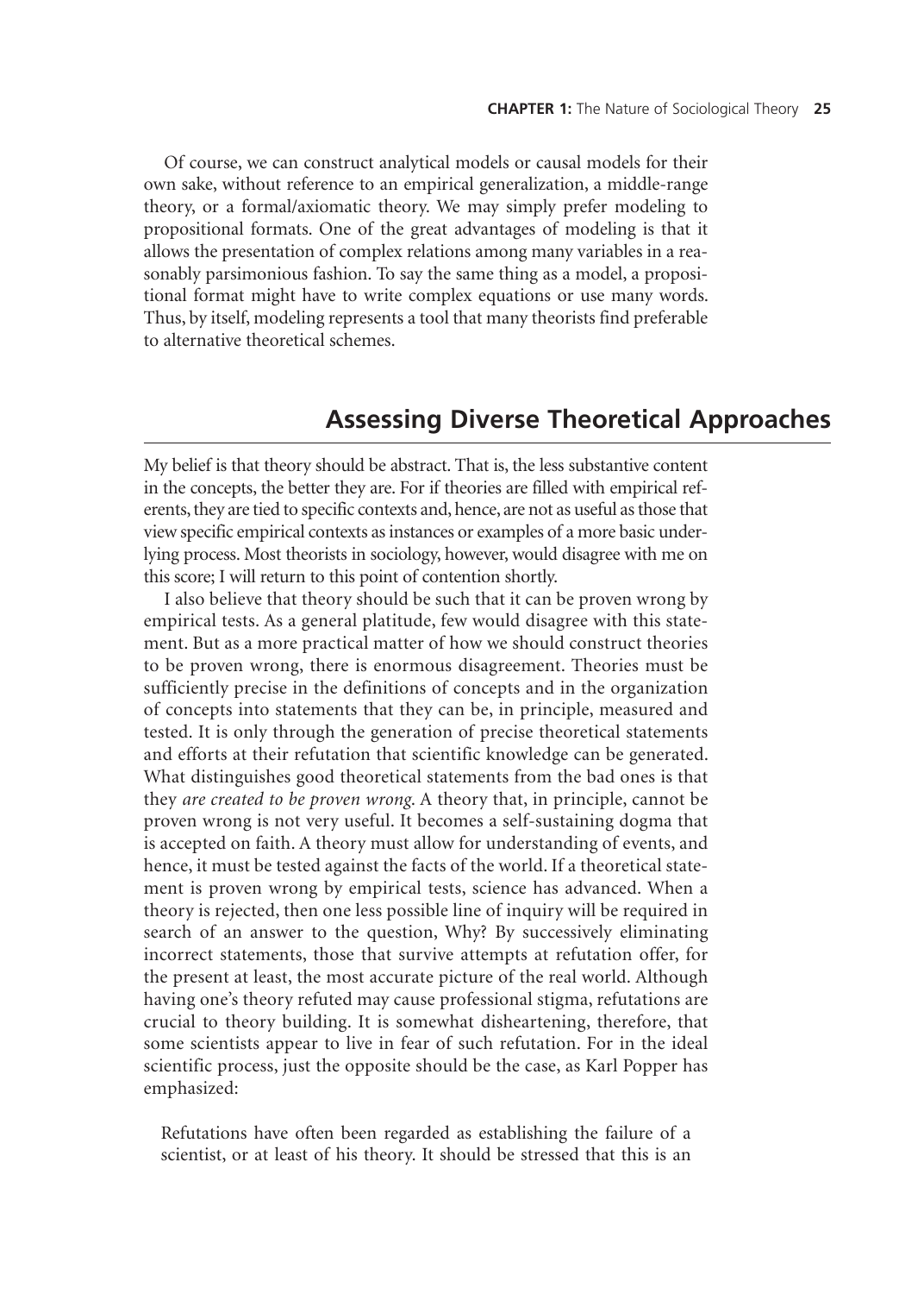Of course, we can construct analytical models or causal models for their own sake, without reference to an empirical generalization, a middle-range theory, or a formal/axiomatic theory. We may simply prefer modeling to propositional formats. One of the great advantages of modeling is that it allows the presentation of complex relations among many variables in a reasonably parsimonious fashion. To say the same thing as a model, a propositional format might have to write complex equations or use many words. Thus, by itself, modeling represents a tool that many theorists find preferable to alternative theoretical schemes.

## Assessing Diverse Theoretical Approaches

My belief is that theory should be abstract. That is, the less substantive content in the concepts, the better they are. For if theories are filled with empirical referents, they are tied to specific contexts and, hence, are not as useful as those that view specific empirical contexts as instances or examples of a more basic underlying process. Most theorists in sociology, however, would disagree with me on this score; I will return to this point of contention shortly.

I also believe that theory should be such that it can be proven wrong by empirical tests. As a general platitude, few would disagree with this statement. But as a more practical matter of how we should construct theories to be proven wrong, there is enormous disagreement. Theories must be sufficiently precise in the definitions of concepts and in the organization of concepts into statements that they can be, in principle, measured and tested. It is only through the generation of precise theoretical statements and efforts at their refutation that scientific knowledge can be generated. What distinguishes good theoretical statements from the bad ones is that they *are created to be proven wrong*. A theory that, in principle, cannot be proven wrong is not very useful. It becomes a self-sustaining dogma that is accepted on faith. A theory must allow for understanding of events, and hence, it must be tested against the facts of the world. If a theoretical statement is proven wrong by empirical tests, science has advanced. When a theory is rejected, then one less possible line of inquiry will be required in search of an answer to the question, Why? By successively eliminating incorrect statements, those that survive attempts at refutation offer, for the present at least, the most accurate picture of the real world. Although having one's theory refuted may cause professional stigma, refutations are crucial to theory building. It is somewhat disheartening, therefore, that some scientists appear to live in fear of such refutation. For in the ideal scientific process, just the opposite should be the case, as Karl Popper has emphasized:

> Refutations have often been regarded as establishing the failure of a scientist, or at least of his theory. It should be stressed that this is an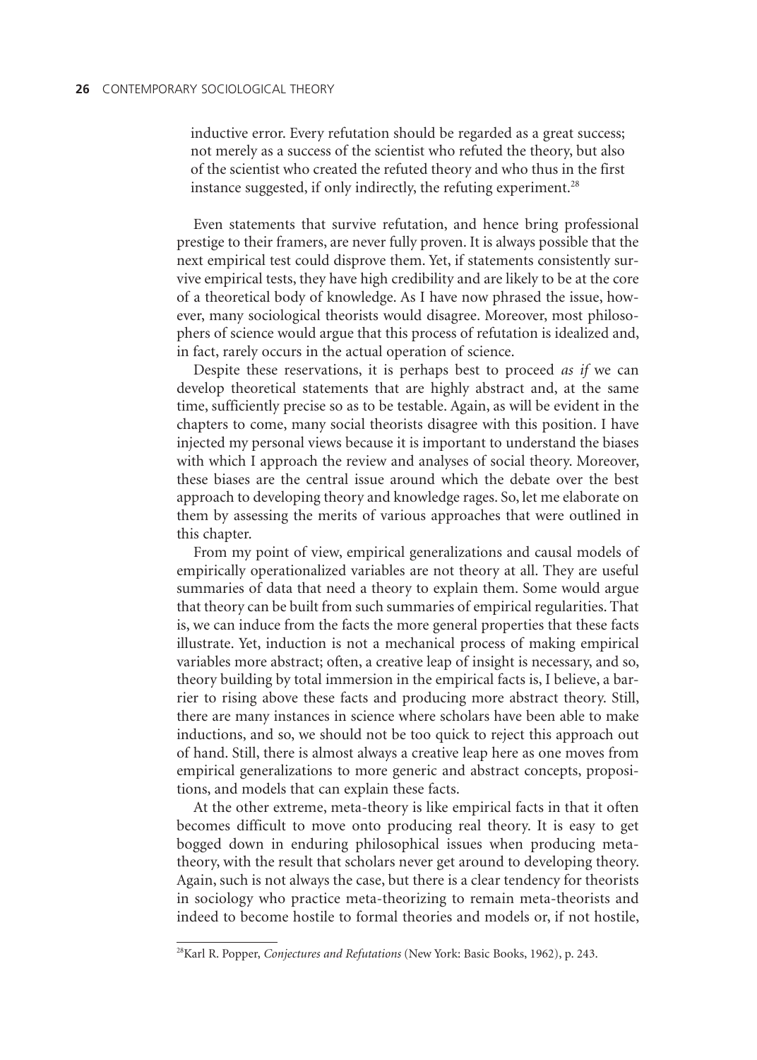inductive error. Every refutation should be regarded as a great success; not merely as a success of the scientist who refuted the theory, but also of the scientist who created the refuted theory and who thus in the first instance suggested, if only indirectly, the refuting experiment.[28]

Even statements that survive refutation, and hence bring professional prestige to their framers, are never fully proven. It is always possible that the next empirical test could disprove them. Yet, if statements consistently survive empirical tests, they have high credibility and are likely to be at the core of a theoretical body of knowledge. As I have now phrased the issue, however, many sociological theorists would disagree. Moreover, most philosophers of science would argue that this process of refutation is idealized and, in fact, rarely occurs in the actual operation of science.

Despite these reservations, it is perhaps best to proceed *as if* we can develop theoretical statements that are highly abstract and, at the same time, sufficiently precise so as to be testable. Again, as will be evident in the chapters to come, many social theorists disagree with this position. I have injected my personal views because it is important to understand the biases with which I approach the review and analyses of social theory. Moreover, these biases are the central issue around which the debate over the best approach to developing theory and knowledge rages. So, let me elaborate on them by assessing the merits of various approaches that were outlined in this chapter.

From my point of view, empirical generalizations and causal models of empirically operationalized variables are not theory at all. They are useful summaries of data that need a theory to explain them. Some would argue that theory can be built from such summaries of empirical regularities. That is, we can induce from the facts the more general properties that these facts illustrate. Yet, induction is not a mechanical process of making empirical variables more abstract; often, a creative leap of insight is necessary, and so, theory building by total immersion in the empirical facts is, I believe, a barrier to rising above these facts and producing more abstract theory. Still, there are many instances in science where scholars have been able to make inductions, and so, we should not be too quick to reject this approach out of hand. Still, there is almost always a creative leap here as one moves from empirical generalizations to more generic and abstract concepts, propositions, and models that can explain these facts.

At the other extreme, meta-theory is like empirical facts in that it often becomes difficult to move onto producing real theory. It is easy to get bogged down in enduring philosophical issues when producing meta-theory, with the result that scholars never get around to developing theory. Again, such is not always the case, but there is a clear tendency for theorists in sociology who practice meta-theorizing to remain meta-theorists and indeed to become hostile to formal theories and models or, if not hostile,

[28] Karl R. Popper, *Conjectures and Refutations* (New York: Basic Books, 1962), p. 243.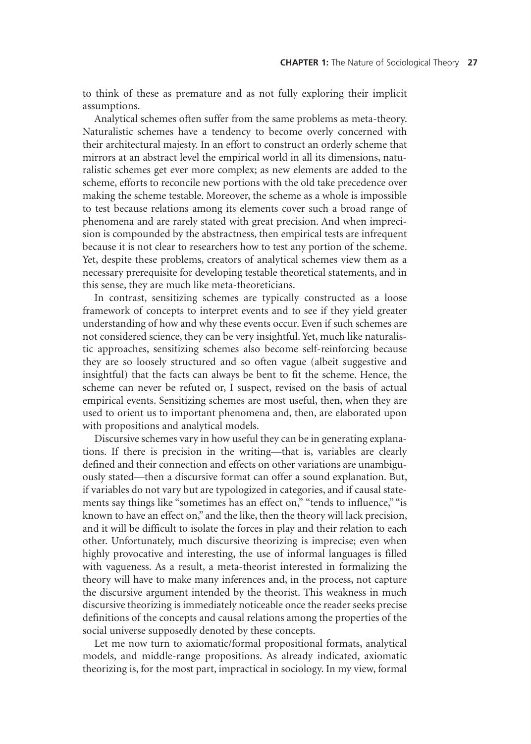to think of these as premature and as not fully exploring their implicit assumptions.

Analytical schemes often suffer from the same problems as meta-theory. Naturalistic schemes have a tendency to become overly concerned with their architectural majesty. In an effort to construct an orderly scheme that mirrors at an abstract level the empirical world in all its dimensions, naturalistic schemes get ever more complex; as new elements are added to the scheme, efforts to reconcile new portions with the old take precedence over making the scheme testable. Moreover, the scheme as a whole is impossible to test because relations among its elements cover such a broad range of phenomena and are rarely stated with great precision. And when imprecision is compounded by the abstractness, then empirical tests are infrequent because it is not clear to researchers how to test any portion of the scheme. Yet, despite these problems, creators of analytical schemes view them as a necessary prerequisite for developing testable theoretical statements, and in this sense, they are much like meta-theoreticians.

In contrast, sensitizing schemes are typically constructed as a loose framework of concepts to interpret events and to see if they yield greater understanding of how and why these events occur. Even if such schemes are not considered science, they can be very insightful. Yet, much like naturalistic approaches, sensitizing schemes also become self-reinforcing because they are so loosely structured and so often vague (albeit suggestive and insightful) that the facts can always be bent to fit the scheme. Hence, the scheme can never be refuted or, I suspect, revised on the basis of actual empirical events. Sensitizing schemes are most useful, then, when they are used to orient us to important phenomena and, then, are elaborated upon with propositions and analytical models.

Discursive schemes vary in how useful they can be in generating explanations. If there is precision in the writing—that is, variables are clearly defined and their connection and effects on other variations are unambiguously stated—then a discursive format can offer a sound explanation. But, if variables do not vary but are typologized in categories, and if causal statements say things like "sometimes has an effect on," "tends to influence," "is known to have an effect on," and the like, then the theory will lack precision, and it will be difficult to isolate the forces in play and their relation to each other. Unfortunately, much discursive theorizing is imprecise; even when highly provocative and interesting, the use of informal languages is filled with vagueness. As a result, a meta-theorist interested in formalizing the theory will have to make many inferences and, in the process, not capture the discursive argument intended by the theorist. This weakness in much discursive theorizing is immediately noticeable once the reader seeks precise definitions of the concepts and causal relations among the properties of the social universe supposedly denoted by these concepts.

Let me now turn to axiomatic/formal propositional formats, analytical models, and middle-range propositions. As already indicated, axiomatic theorizing is, for the most part, impractical in sociology. In my view, formal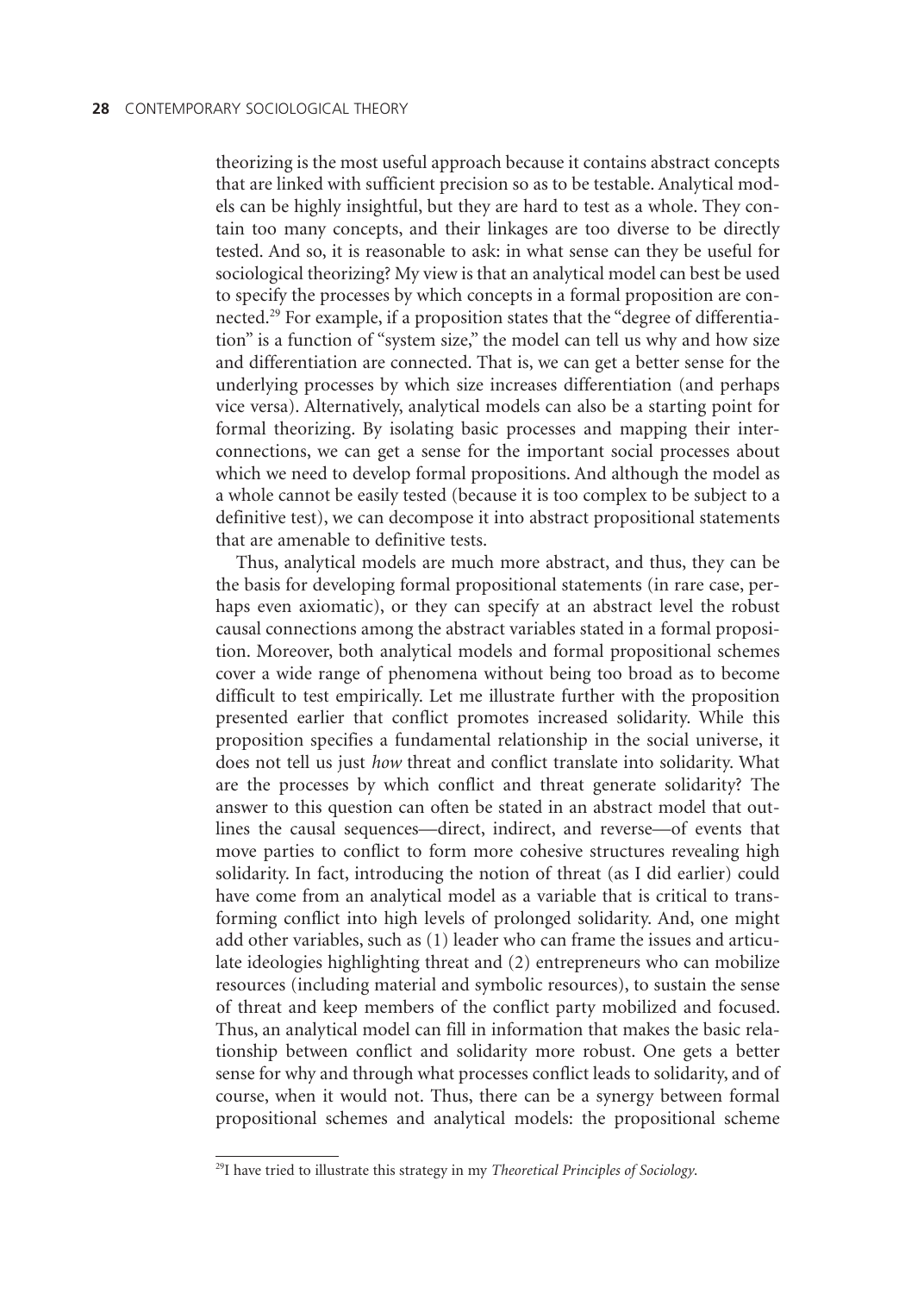theorizing is the most useful approach because it contains abstract concepts that are linked with sufficient precision so as to be testable. Analytical models can be highly insightful, but they are hard to test as a whole. They contain too many concepts, and their linkages are too diverse to be directly tested. And so, it is reasonable to ask: in what sense can they be useful for sociological theorizing? My view is that an analytical model can best be used to specify the processes by which concepts in a formal proposition are connected.[29] For example, if a proposition states that the "degree of differentiation" is a function of "system size," the model can tell us why and how size and differentiation are connected. That is, we can get a better sense for the underlying processes by which size increases differentiation (and perhaps vice versa). Alternatively, analytical models can also be a starting point for formal theorizing. By isolating basic processes and mapping their interconnections, we can get a sense for the important social processes about which we need to develop formal propositions. And although the model as a whole cannot be easily tested (because it is too complex to be subject to a definitive test), we can decompose it into abstract propositional statements that are amenable to definitive tests.

Thus, analytical models are much more abstract, and thus, they can be the basis for developing formal propositional statements (in rare case, perhaps even axiomatic), or they can specify at an abstract level the robust causal connections among the abstract variables stated in a formal proposition. Moreover, both analytical models and formal propositional schemes cover a wide range of phenomena without being too broad as to become difficult to test empirically. Let me illustrate further with the proposition presented earlier that conflict promotes increased solidarity. While this proposition specifies a fundamental relationship in the social universe, it does not tell us just *how* threat and conflict translate into solidarity. What are the processes by which conflict and threat generate solidarity? The answer to this question can often be stated in an abstract model that outlines the causal sequences—direct, indirect, and reverse—of events that move parties to conflict to form more cohesive structures revealing high solidarity. In fact, introducing the notion of threat (as I did earlier) could have come from an analytical model as a variable that is critical to transforming conflict into high levels of prolonged solidarity. And, one might add other variables, such as (1) leader who can frame the issues and articulate ideologies highlighting threat and (2) entrepreneurs who can mobilize resources (including material and symbolic resources), to sustain the sense of threat and keep members of the conflict party mobilized and focused. Thus, an analytical model can fill in information that makes the basic relationship between conflict and solidarity more robust. One gets a better sense for why and through what processes conflict leads to solidarity, and of course, when it would not. Thus, there can be a synergy between formal propositional schemes and analytical models: the propositional scheme

[29] I have tried to illustrate this strategy in my *Theoretical Principles of Sociology.*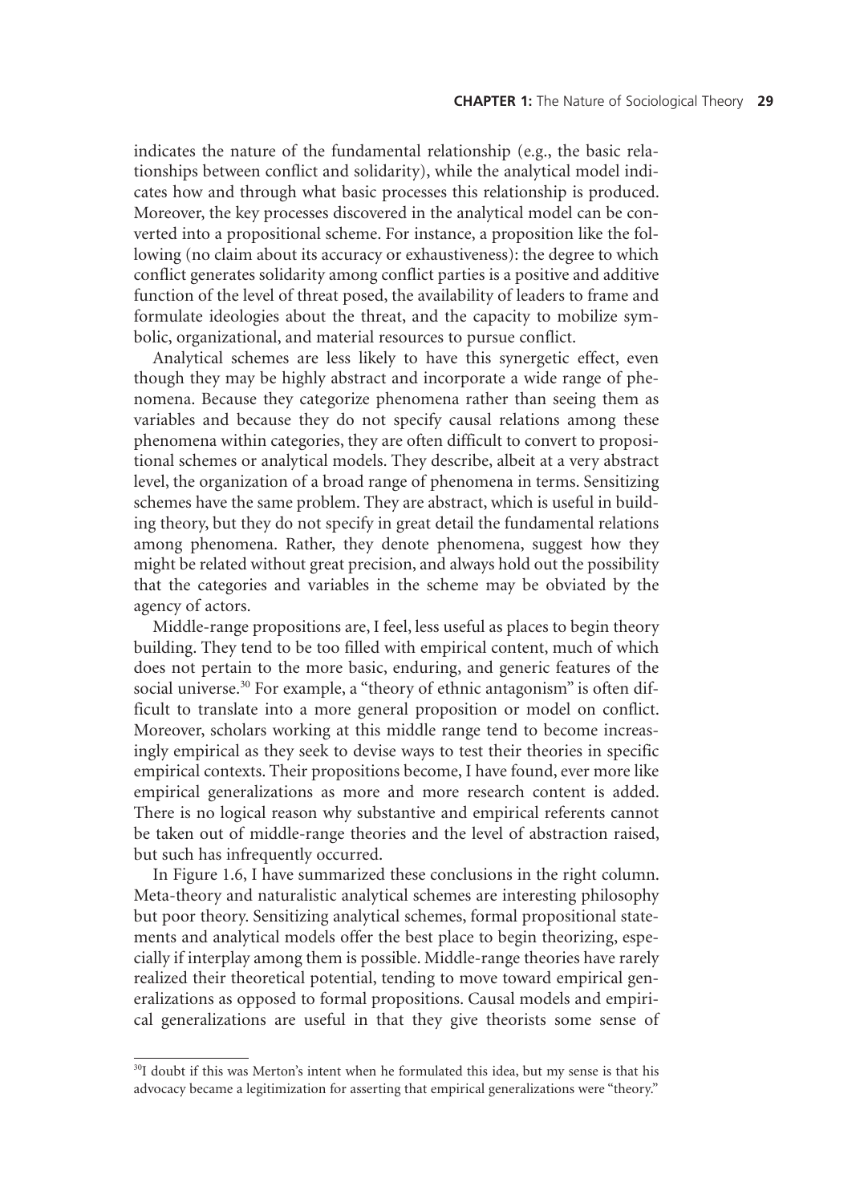indicates the nature of the fundamental relationship (e.g., the basic relationships between conflict and solidarity), while the analytical model indicates how and through what basic processes this relationship is produced. Moreover, the key processes discovered in the analytical model can be converted into a propositional scheme. For instance, a proposition like the following (no claim about its accuracy or exhaustiveness): the degree to which conflict generates solidarity among conflict parties is a positive and additive function of the level of threat posed, the availability of leaders to frame and formulate ideologies about the threat, and the capacity to mobilize symbolic, organizational, and material resources to pursue conflict.

Analytical schemes are less likely to have this synergetic effect, even though they may be highly abstract and incorporate a wide range of phenomena. Because they categorize phenomena rather than seeing them as variables and because they do not specify causal relations among these phenomena within categories, they are often difficult to convert to propositional schemes or analytical models. They describe, albeit at a very abstract level, the organization of a broad range of phenomena in terms. Sensitizing schemes have the same problem. They are abstract, which is useful in building theory, but they do not specify in great detail the fundamental relations among phenomena. Rather, they denote phenomena, suggest how they might be related without great precision, and always hold out the possibility that the categories and variables in the scheme may be obviated by the agency of actors.

Middle-range propositions are, I feel, less useful as places to begin theory building. They tend to be too filled with empirical content, much of which does not pertain to the more basic, enduring, and generic features of the social universe.[30] For example, a "theory of ethnic antagonism" is often difficult to translate into a more general proposition or model on conflict. Moreover, scholars working at this middle range tend to become increasingly empirical as they seek to devise ways to test their theories in specific empirical contexts. Their propositions become, I have found, ever more like empirical generalizations as more and more research content is added. There is no logical reason why substantive and empirical referents cannot be taken out of middle-range theories and the level of abstraction raised, but such has infrequently occurred.

In Figure 1.6, I have summarized these conclusions in the right column. Meta-theory and naturalistic analytical schemes are interesting philosophy but poor theory. Sensitizing analytical schemes, formal propositional statements and analytical models offer the best place to begin theorizing, especially if interplay among them is possible. Middle-range theories have rarely realized their theoretical potential, tending to move toward empirical generalizations as opposed to formal propositions. Causal models and empirical generalizations are useful in that they give theorists some sense of

[30] I doubt if this was Merton's intent when he formulated this idea, but my sense is that his advocacy became a legitimization for asserting that empirical generalizations were "theory."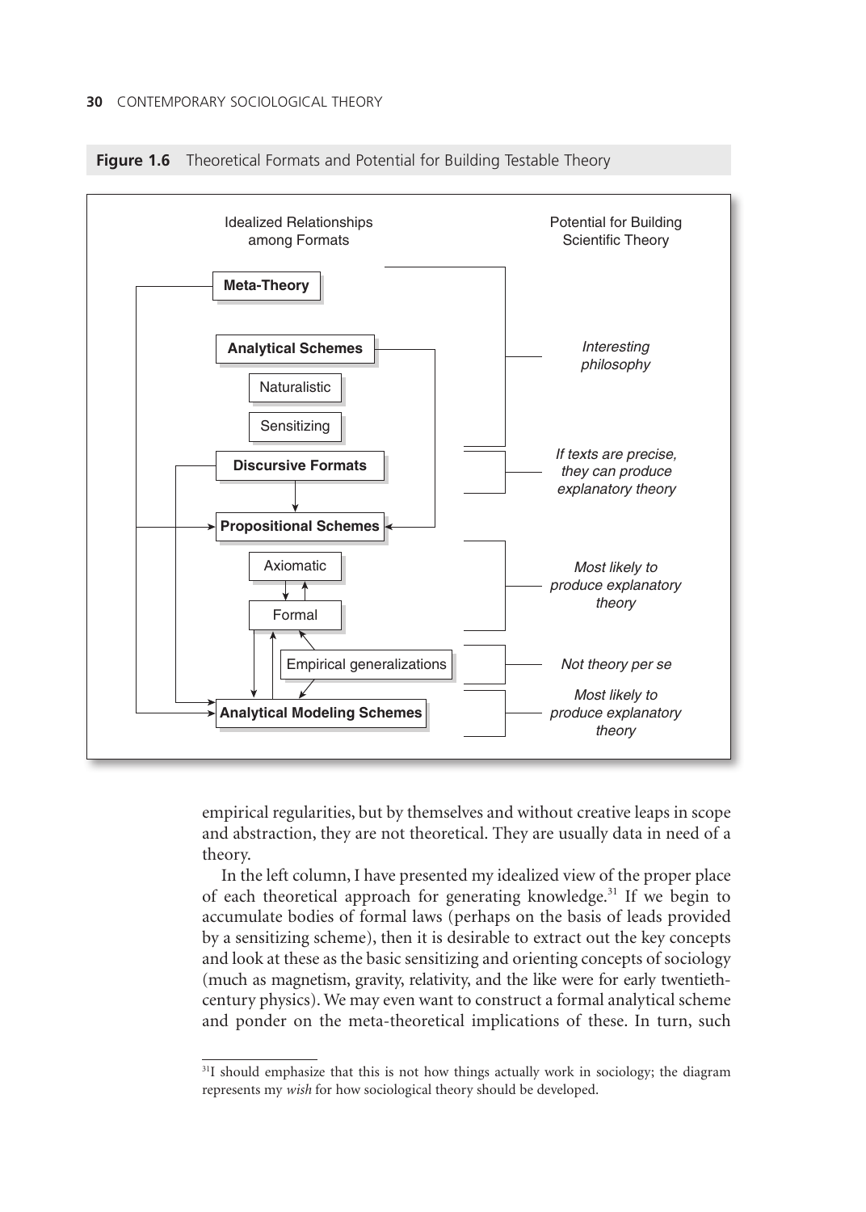**Figure 1.6** Theoretical Formats and Potential for Building Testable Theory

| Idealized Relationships among Formats | Potential for Building Scientific Theory |
| --- | --- |
| **Meta-Theory**; **Analytical Schemes** (Naturalistic, Sensitizing) | *Interesting philosophy* |
| **Discursive Formats** | *If texts are precise, they can produce explanatory theory* |
| **Propositional Schemes** (Axiomatic, Formal) | *Most likely to produce explanatory theory* |
| Empirical generalizations | *Not theory per se* |
| **Analytical Modeling Schemes** | *Most likely to produce explanatory theory* |

empirical regularities, but by themselves and without creative leaps in scope and abstraction, they are not theoretical. They are usually data in need of a theory.

In the left column, I have presented my idealized view of the proper place of each theoretical approach for generating knowledge.[31] If we begin to accumulate bodies of formal laws (perhaps on the basis of leads provided by a sensitizing scheme), then it is desirable to extract out the key concepts and look at these as the basic sensitizing and orienting concepts of sociology (much as magnetism, gravity, relativity, and the like were for early twentieth-century physics). We may even want to construct a formal analytical scheme and ponder on the meta-theoretical implications of these. In turn, such

[31]I should emphasize that this is not how things actually work in sociology; the diagram represents my *wish* for how sociological theory should be developed.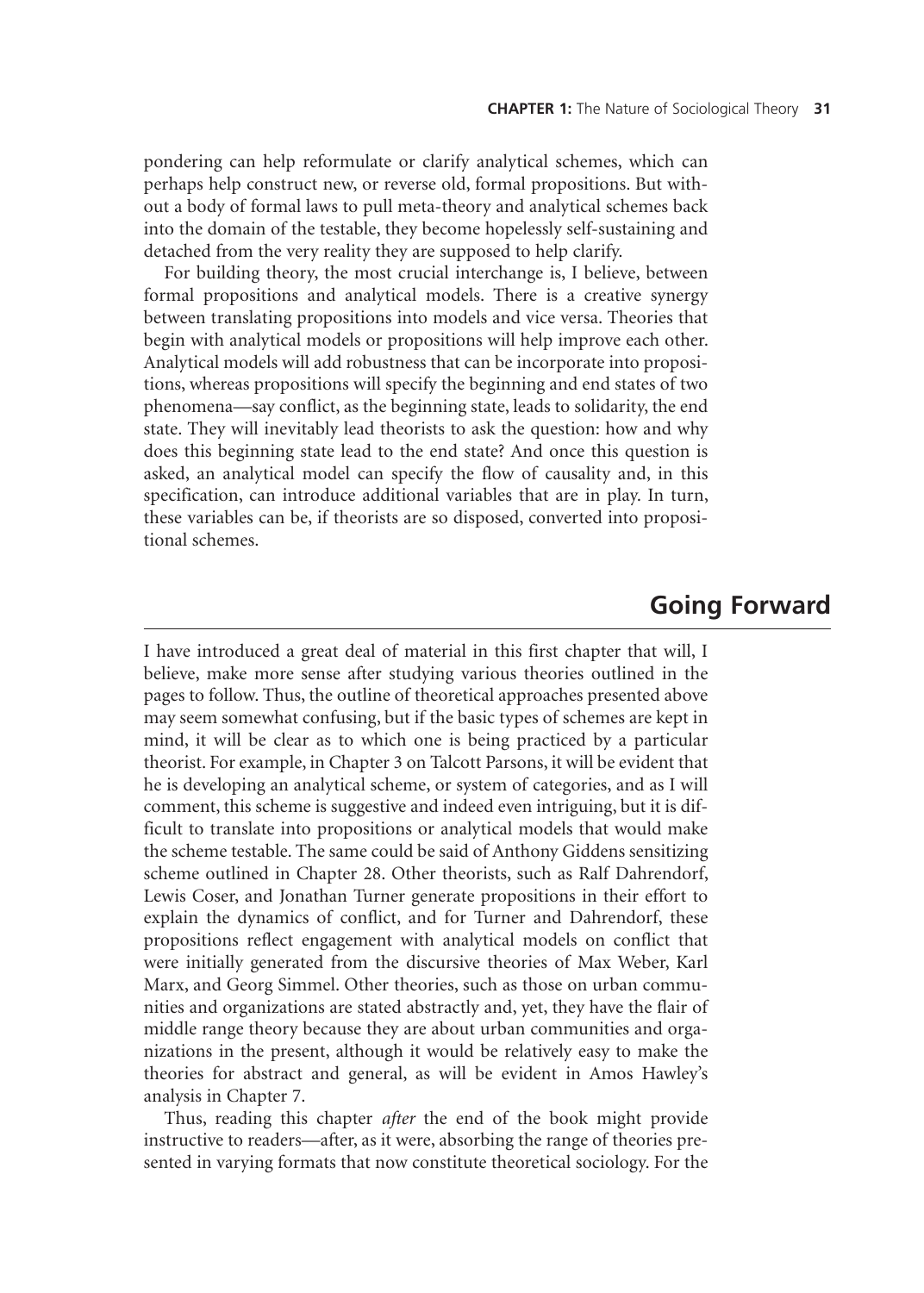pondering can help reformulate or clarify analytical schemes, which can perhaps help construct new, or reverse old, formal propositions. But without a body of formal laws to pull meta-theory and analytical schemes back into the domain of the testable, they become hopelessly self-sustaining and detached from the very reality they are supposed to help clarify.

For building theory, the most crucial interchange is, I believe, between formal propositions and analytical models. There is a creative synergy between translating propositions into models and vice versa. Theories that begin with analytical models or propositions will help improve each other. Analytical models will add robustness that can be incorporate into propositions, whereas propositions will specify the beginning and end states of two phenomena—say conflict, as the beginning state, leads to solidarity, the end state. They will inevitably lead theorists to ask the question: how and why does this beginning state lead to the end state? And once this question is asked, an analytical model can specify the flow of causality and, in this specification, can introduce additional variables that are in play. In turn, these variables can be, if theorists are so disposed, converted into propositional schemes.

## Going Forward

I have introduced a great deal of material in this first chapter that will, I believe, make more sense after studying various theories outlined in the pages to follow. Thus, the outline of theoretical approaches presented above may seem somewhat confusing, but if the basic types of schemes are kept in mind, it will be clear as to which one is being practiced by a particular theorist. For example, in Chapter 3 on Talcott Parsons, it will be evident that he is developing an analytical scheme, or system of categories, and as I will comment, this scheme is suggestive and indeed even intriguing, but it is difficult to translate into propositions or analytical models that would make the scheme testable. The same could be said of Anthony Giddens sensitizing scheme outlined in Chapter 28. Other theorists, such as Ralf Dahrendorf, Lewis Coser, and Jonathan Turner generate propositions in their effort to explain the dynamics of conflict, and for Turner and Dahrendorf, these propositions reflect engagement with analytical models on conflict that were initially generated from the discursive theories of Max Weber, Karl Marx, and Georg Simmel. Other theories, such as those on urban communities and organizations are stated abstractly and, yet, they have the flair of middle range theory because they are about urban communities and organizations in the present, although it would be relatively easy to make the theories for abstract and general, as will be evident in Amos Hawley's analysis in Chapter 7.

Thus, reading this chapter *after* the end of the book might provide instructive to readers—after, as it were, absorbing the range of theories presented in varying formats that now constitute theoretical sociology. For the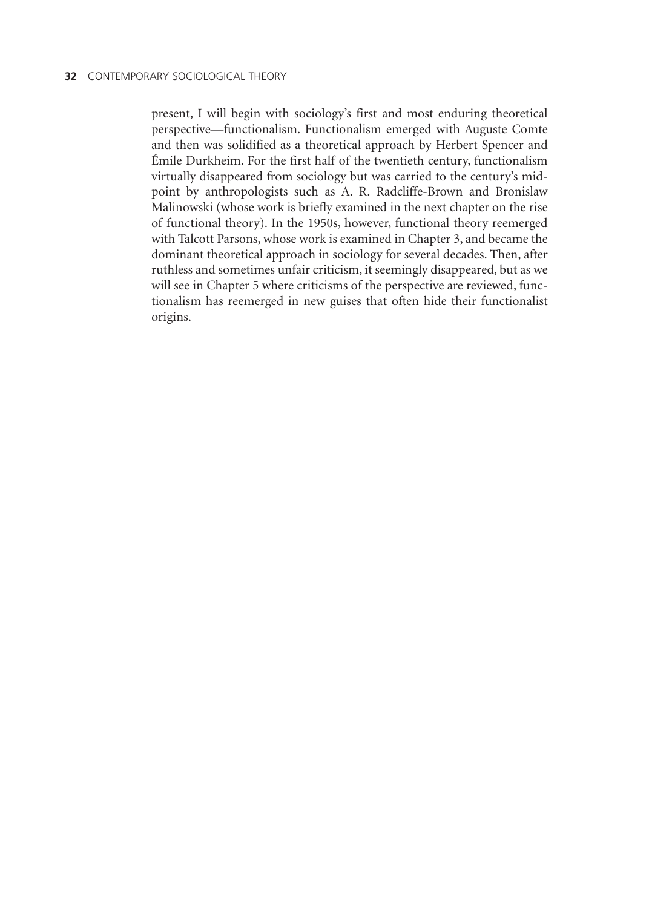present, I will begin with sociology's first and most enduring theoretical perspective—functionalism. Functionalism emerged with Auguste Comte and then was solidified as a theoretical approach by Herbert Spencer and Émile Durkheim. For the first half of the twentieth century, functionalism virtually disappeared from sociology but was carried to the century's midpoint by anthropologists such as A. R. Radcliffe-Brown and Bronislaw Malinowski (whose work is briefly examined in the next chapter on the rise of functional theory). In the 1950s, however, functional theory reemerged with Talcott Parsons, whose work is examined in Chapter 3, and became the dominant theoretical approach in sociology for several decades. Then, after ruthless and sometimes unfair criticism, it seemingly disappeared, but as we will see in Chapter 5 where criticisms of the perspective are reviewed, functionalism has reemerged in new guises that often hide their functionalist origins.